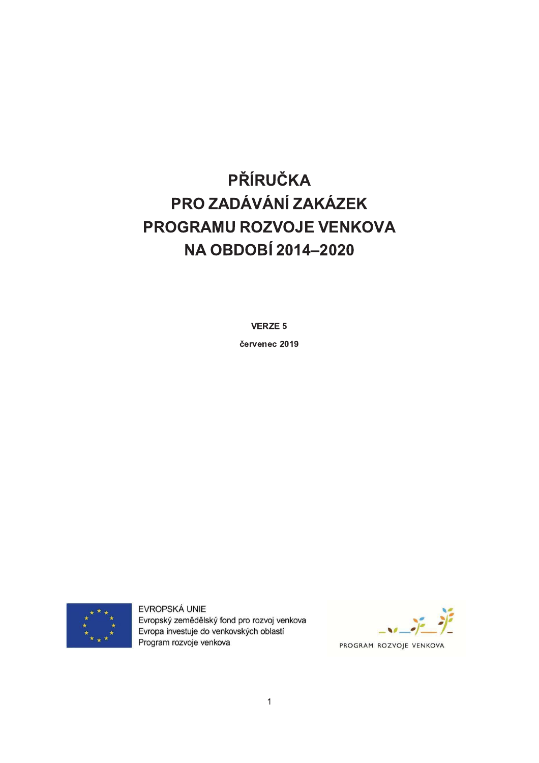# PŘÍRUČKA PRO ZADÁVÁNÍ ZAKÁZEK PROGRAMU ROZVOJE VENKOVA NA OBDOBÍ 2014–2020

**VERZE 5**

**červenec 2019**

EVROPSKÁ UNIE
Evropský zemědělský fond pro rozvoj venkova
Evropa investuje do venkovských oblastí
Program rozvoje venkova

PROGRAM ROZVOJE VENKOVA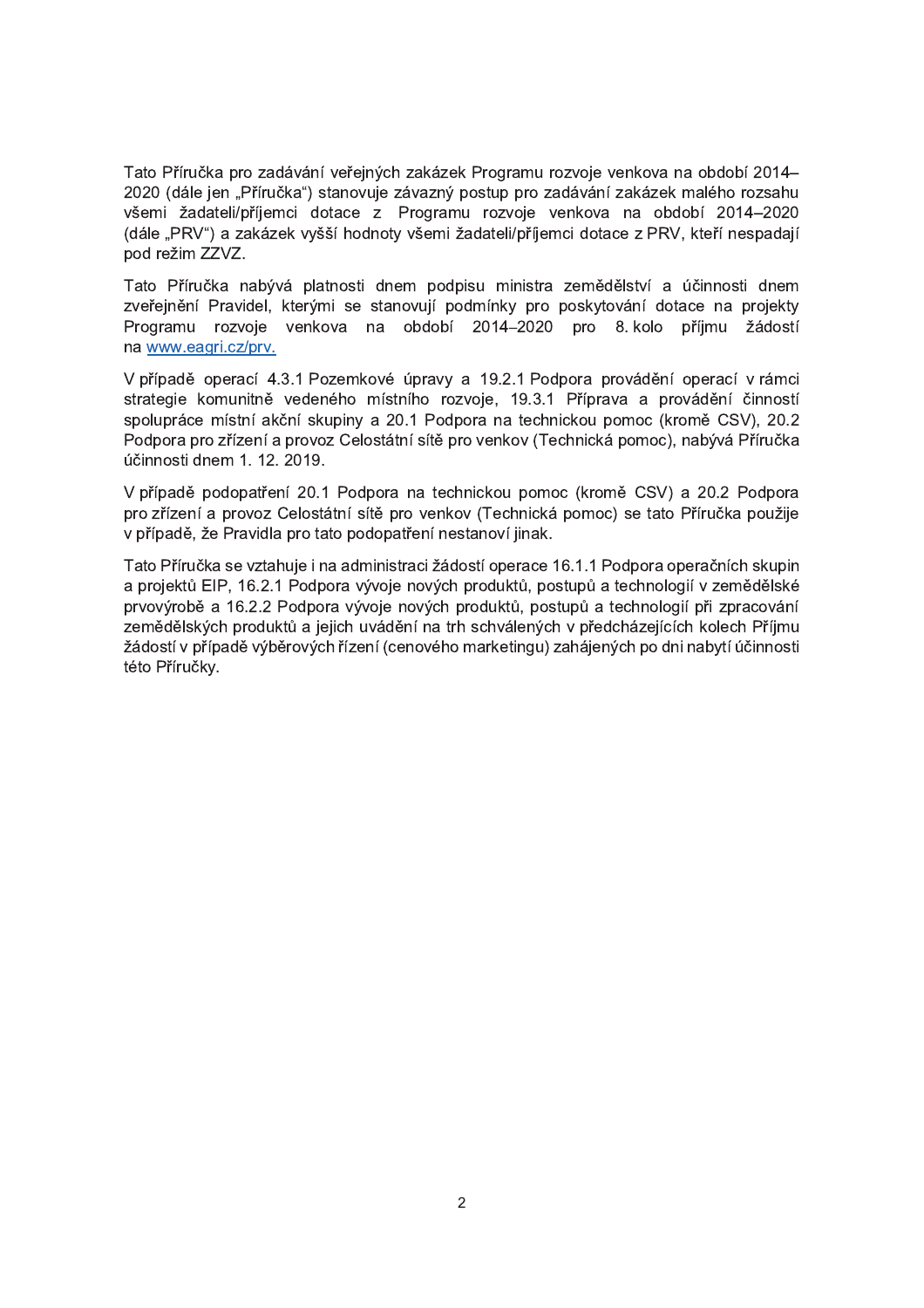Tato Příručka pro zadávání veřejných zakázek Programu rozvoje venkova na období 2014–2020 (dále jen „Příručka“) stanovuje závazný postup pro zadávání zakázek malého rozsahu všemi žadateli/příjemci dotace z Programu rozvoje venkova na období 2014–2020 (dále „PRV“) a zakázek vyšší hodnoty všemi žadateli/příjemci dotace z PRV, kteří nespadají pod režim ZZVZ.

Tato Příručka nabývá platnosti dnem podpisu ministra zemědělství a účinnosti dnem zveřejnění Pravidel, kterými se stanovují podmínky pro poskytování dotace na projekty Programu rozvoje venkova na období 2014–2020 pro 8. kolo příjmu žádostí na www.eagri.cz/prv.

V případě operací 4.3.1 Pozemkové úpravy a 19.2.1 Podpora provádění operací v rámci strategie komunitně vedeného místního rozvoje, 19.3.1 Příprava a provádění činností spolupráce místní akční skupiny a 20.1 Podpora na technickou pomoc (kromě CSV), 20.2 Podpora pro zřízení a provoz Celostátní sítě pro venkov (Technická pomoc), nabývá Příručka účinnosti dnem 1. 12. 2019.

V případě podopatření 20.1 Podpora na technickou pomoc (kromě CSV) a 20.2 Podpora pro zřízení a provoz Celostátní sítě pro venkov (Technická pomoc) se tato Příručka použije v případě, že Pravidla pro tato podopatření nestanoví jinak.

Tato Příručka se vztahuje i na administraci žádostí operace 16.1.1 Podpora operačních skupin a projektů EIP, 16.2.1 Podpora vývoje nových produktů, postupů a technologií v zemědělské prvovýrobě a 16.2.2 Podpora vývoje nových produktů, postupů a technologií při zpracování zemědělských produktů a jejich uvádění na trh schválených v předcházejících kolech Příjmu žádostí v případě výběrových řízení (cenového marketingu) zahájených po dni nabytí účinnosti této Příručky.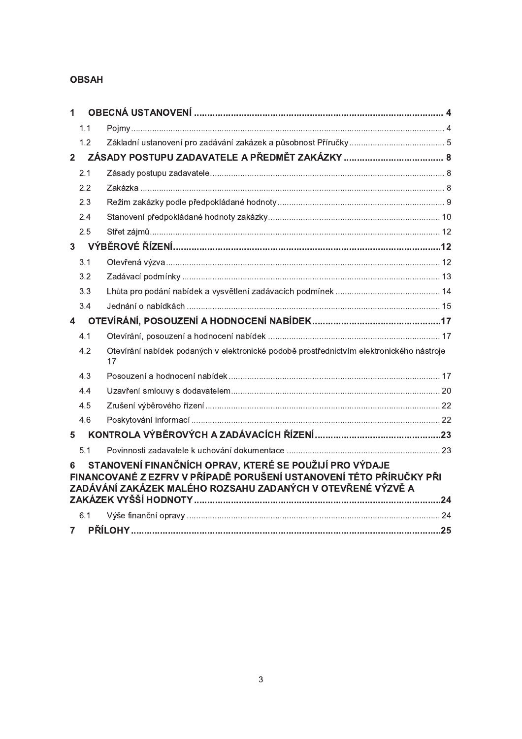**OBSAH**

1 OBECNÁ USTANOVENÍ ... 4
- 1.1 Pojmy ... 4
- 1.2 Základní ustanovení pro zadávání zakázek a působnost Příručky ... 5

2 ZÁSADY POSTUPU ZADAVATELE A PŘEDMĚT ZAKÁZKY ... 8
- 2.1 Zásady postupu zadavatele ... 8
- 2.2 Zakázka ... 8
- 2.3 Režim zakázky podle předpokládané hodnoty ... 9
- 2.4 Stanovení předpokládané hodnoty zakázky ... 10
- 2.5 Střet zájmů ... 12

3 VÝBĚROVÉ ŘÍZENÍ ... 12
- 3.1 Otevřená výzva ... 12
- 3.2 Zadávací podmínky ... 13
- 3.3 Lhůta pro podání nabídek a vysvětlení zadávacích podmínek ... 14
- 3.4 Jednání o nabídkách ... 15

4 OTEVÍRÁNÍ, POSOUZENÍ A HODNOCENÍ NABÍDEK ... 17
- 4.1 Otevírání, posouzení a hodnocení nabídek ... 17
- 4.2 Otevírání nabídek podaných v elektronické podobě prostřednictvím elektronického nástroje 17
- 4.3 Posouzení a hodnocení nabídek ... 17
- 4.4 Uzavření smlouvy s dodavatelem ... 20
- 4.5 Zrušení výběrového řízení ... 22
- 4.6 Poskytování informací ... 22

5 KONTROLA VÝBĚROVÝCH A ZADÁVACÍCH ŘÍZENÍ ... 23
- 5.1 Povinnosti zadavatele k uchování dokumentace ... 23

6 STANOVENÍ FINANČNÍCH OPRAV, KTERÉ SE POUŽIJÍ PRO VÝDAJE FINANCOVANÉ Z EZFRV V PŘÍPADĚ PORUŠENÍ USTANOVENÍ TÉTO PŘÍRUČKY PŘI ZADÁVÁNÍ ZAKÁZEK MALÉHO ROZSAHU ZADANÝCH V OTEVŘENÉ VÝZVĚ A ZAKÁZEK VYŠŠÍ HODNOTY ... 24
- 6.1 Výše finanční opravy ... 24

7 PŘÍLOHY ... 25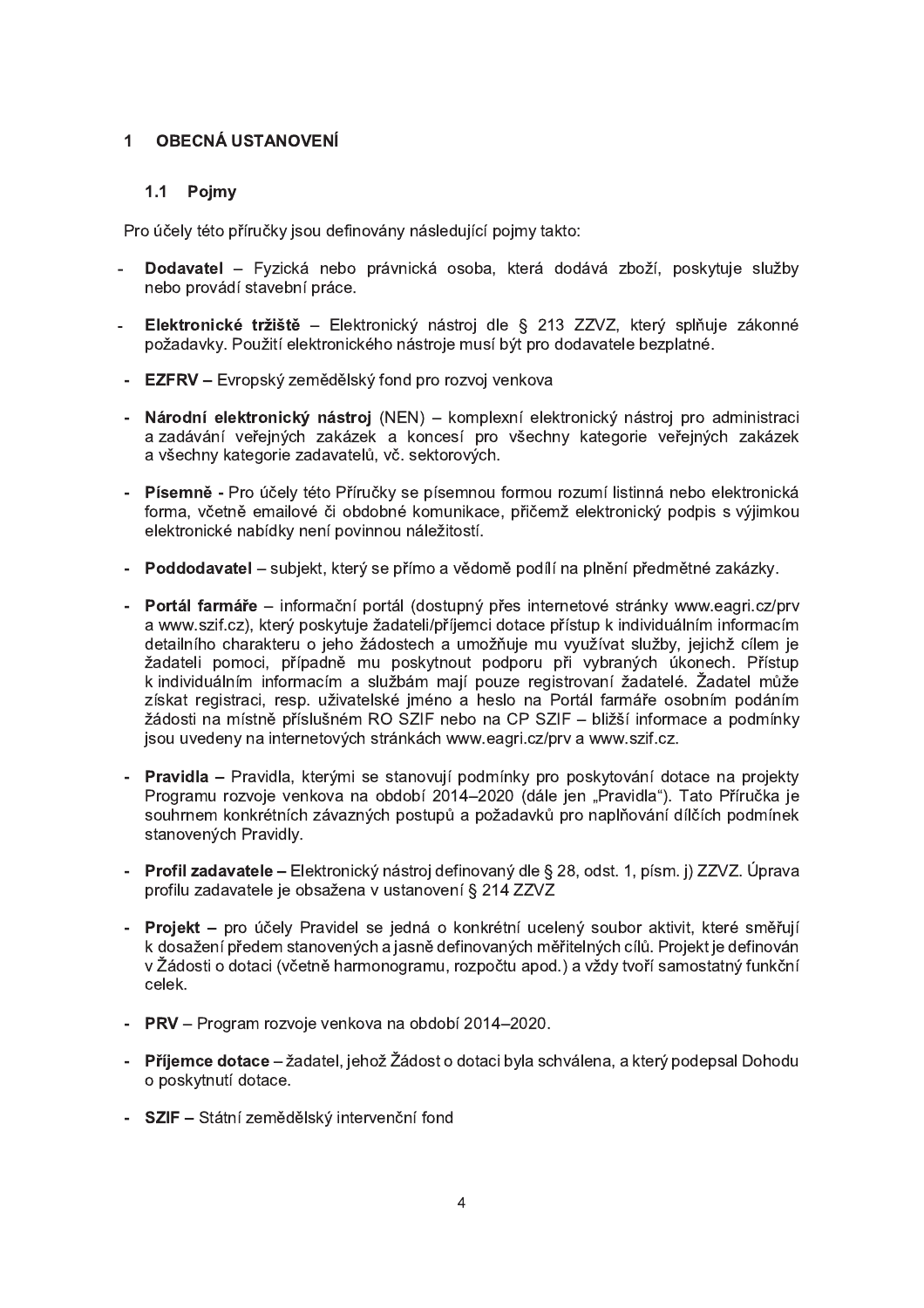# 1 OBECNÁ USTANOVENÍ

## 1.1 Pojmy

Pro účely této příručky jsou definovány následující pojmy takto:

- **Dodavatel** – Fyzická nebo právnická osoba, která dodává zboží, poskytuje služby nebo provádí stavební práce.
- **Elektronické tržiště** – Elektronický nástroj dle § 213 ZZVZ, který splňuje zákonné požadavky. Použití elektronického nástroje musí být pro dodavatele bezplatné.
- **EZFRV** – Evropský zemědělský fond pro rozvoj venkova
- **Národní elektronický nástroj** (NEN) – komplexní elektronický nástroj pro administraci a zadávání veřejných zakázek a koncesí pro všechny kategorie veřejných zakázek a všechny kategorie zadavatelů, vč. sektorových.
- **Písemně -** Pro účely této Příručky se písemnou formou rozumí listinná nebo elektronická forma, včetně emailové či obdobné komunikace, přičemž elektronický podpis s výjimkou elektronické nabídky není povinnou náležitostí.
- **Poddodavatel** – subjekt, který se přímo a vědomě podílí na plnění předmětné zakázky.
- **Portál farmáře** – informační portál (dostupný přes internetové stránky www.eagri.cz/prv a www.szif.cz), který poskytuje žadateli/příjemci dotace přístup k individuálním informacím detailního charakteru o jeho žádostech a umožňuje mu využívat služby, jejichž cílem je žadateli pomoci, případně mu poskytnout podporu při vybraných úkonech. Přístup k individuálním informacím a službám mají pouze registrovaní žadatelé. Žadatel může získat registraci, resp. uživatelské jméno a heslo na Portál farmáře osobním podáním žádosti na místně příslušném RO SZIF nebo na CP SZIF – bližší informace a podmínky jsou uvedeny na internetových stránkách www.eagri.cz/prv a www.szif.cz.
- **Pravidla –** Pravidla, kterými se stanovují podmínky pro poskytování dotace na projekty Programu rozvoje venkova na období 2014–2020 (dále jen „Pravidla"). Tato Příručka je souhrnem konkrétních závazných postupů a požadavků pro naplňování dílčích podmínek stanovených Pravidly.
- **Profil zadavatele –** Elektronický nástroj definovaný dle § 28, odst. 1, písm. j) ZZVZ. Úprava profilu zadavatele je obsažena v ustanovení § 214 ZZVZ
- **Projekt –** pro účely Pravidel se jedná o konkrétní ucelený soubor aktivit, které směřují k dosažení předem stanovených a jasně definovaných měřitelných cílů. Projekt je definován v Žádosti o dotaci (včetně harmonogramu, rozpočtu apod.) a vždy tvoří samostatný funkční celek.
- **PRV** – Program rozvoje venkova na období 2014–2020.
- **Příjemce dotace** – žadatel, jehož Žádost o dotaci byla schválena, a který podepsal Dohodu o poskytnutí dotace.
- **SZIF –** Státní zemědělský intervenční fond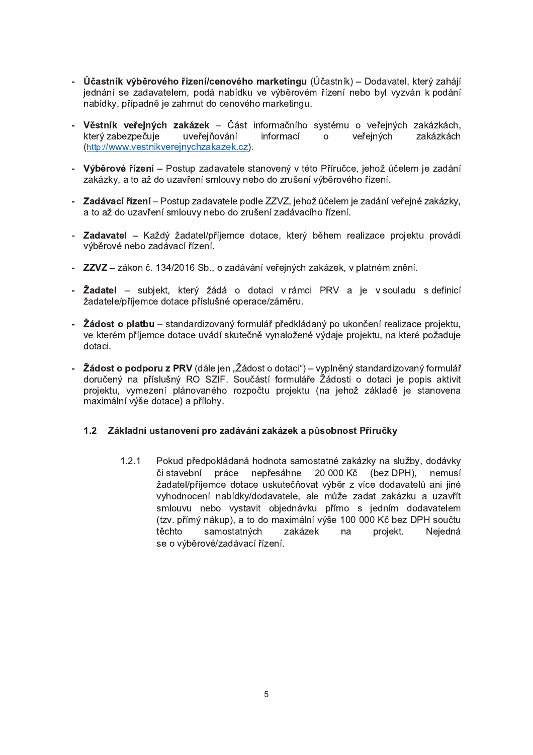- **Účastník výběrového řízení/cenového marketingu** (Účastník) – Dodavatel, který zahájí jednání se zadavatelem, podá nabídku ve výběrovém řízení nebo byl vyzván k podání nabídky, případně je zahrnut do cenového marketingu.

- **Věstník veřejných zakázek** – Část informačního systému o veřejných zakázkách, který zabezpečuje uveřejňování informací o veřejných zakázkách (http://www.vestnikverejnychzakazek.cz).

- **Výběrové řízení** – Postup zadavatele stanovený v této Příručce, jehož účelem je zadání zakázky, a to až do uzavření smlouvy nebo do zrušení výběrového řízení.

- **Zadávací řízení** – Postup zadavatele podle ZZVZ, jehož účelem je zadání veřejné zakázky, a to až do uzavření smlouvy nebo do zrušení zadávacího řízení.

- **Zadavatel** – Každý žadatel/příjemce dotace, který během realizace projektu provádí výběrové nebo zadávací řízení.

- **ZZVZ** – zákon č. 134/2016 Sb., o zadávání veřejných zakázek, v platném znění.

- **Žadatel** – subjekt, který žádá o dotaci v rámci PRV a je v souladu s definicí žadatele/příjemce dotace příslušné operace/záměru.

- **Žádost o platbu** – standardizovaný formulář předkládaný po ukončení realizace projektu, ve kterém příjemce dotace uvádí skutečně vynaložené výdaje projektu, na které požaduje dotaci.

- **Žádost o podporu z PRV** (dále jen „Žádost o dotaci") – vyplněný standardizovaný formulář doručený na příslušný RO SZIF. Součástí formuláře Žádosti o dotaci je popis aktivit projektu, vymezení plánovaného rozpočtu projektu (na jehož základě je stanovena maximální výše dotace) a přílohy.

### 1.2 Základní ustanovení pro zadávání zakázek a působnost Příručky

1.2.1 Pokud předpokládaná hodnota samostatné zakázky na služby, dodávky či stavební práce nepřesáhne 20 000 Kč (bez DPH), nemusí žadatel/příjemce dotace uskutečňovat výběr z více dodavatelů ani jiné vyhodnocení nabídky/dodavatele, ale může zadat zakázku a uzavřít smlouvu nebo vystavit objednávku přímo s jedním dodavatelem (tzv. přímý nákup), a to do maximální výše 100 000 Kč bez DPH součtu těchto samostatných zakázek na projekt. Nejedná se o výběrové/zadávací řízení.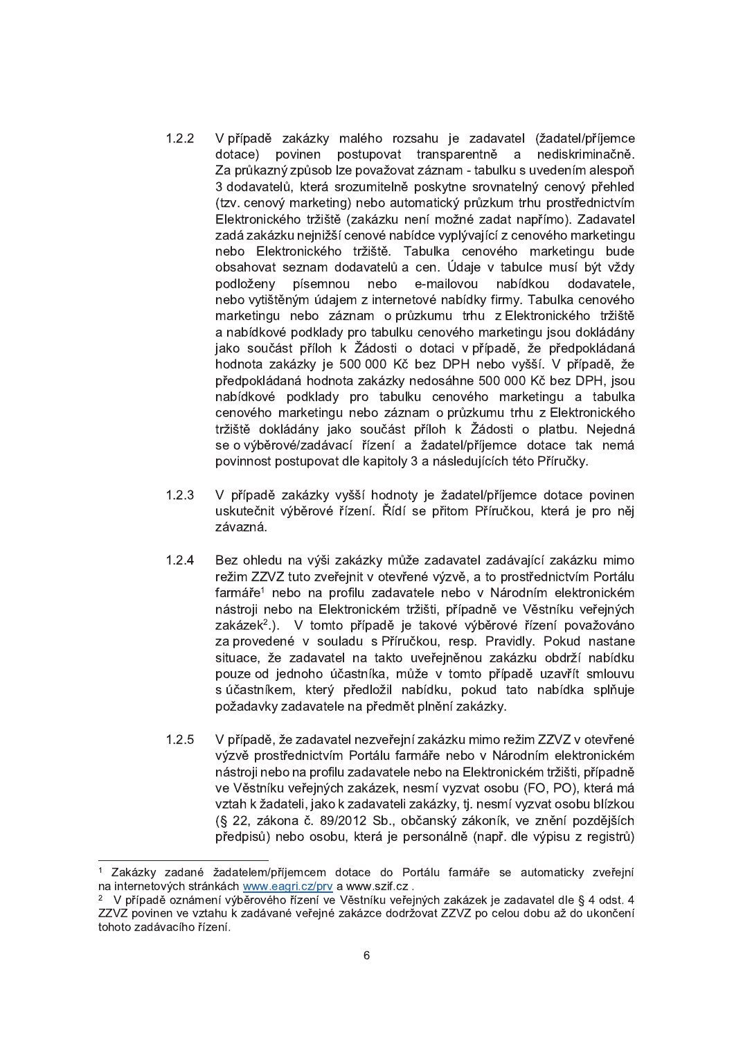1.2.2 V případě zakázky malého rozsahu je zadavatel (žadatel/příjemce dotace) povinen postupovat transparentně a nediskriminačně. Za průkazný způsob lze považovat záznam - tabulku s uvedením alespoň 3 dodavatelů, která srozumitelně poskytne srovnatelný cenový přehled (tzv. cenový marketing) nebo automatický průzkum trhu prostřednictvím Elektronického tržiště (zakázku není možné zadat napřímo). Zadavatel zadá zakázku nejnižší cenové nabídce vyplývající z cenového marketingu nebo Elektronického tržiště. Tabulka cenového marketingu bude obsahovat seznam dodavatelů a cen. Údaje v tabulce musí být vždy podloženy písemnou nebo e-mailovou nabídkou dodavatele, nebo vytištěným údajem z internetové nabídky firmy. Tabulka cenového marketingu nebo záznam o průzkumu trhu z Elektronického tržiště a nabídkové podklady pro tabulku cenového marketingu jsou dokládány jako součást příloh k Žádosti o dotaci v případě, že předpokládaná hodnota zakázky je 500 000 Kč bez DPH nebo vyšší. V případě, že předpokládaná hodnota zakázky nedosáhne 500 000 Kč bez DPH, jsou nabídkové podklady pro tabulku cenového marketingu a tabulka cenového marketingu nebo záznam o průzkumu trhu z Elektronického tržiště dokládány jako součást příloh k Žádosti o platbu. Nejedná se o výběrové/zadávací řízení a žadatel/příjemce dotace tak nemá povinnost postupovat dle kapitoly 3 a následujících této Příručky.

1.2.3 V případě zakázky vyšší hodnoty je žadatel/příjemce dotace povinen uskutečnit výběrové řízení. Řídí se přitom Příručkou, která je pro něj závazná.

1.2.4 Bez ohledu na výši zakázky může zadavatel zadávající zakázku mimo režim ZZVZ tuto zveřejnit v otevřené výzvě, a to prostřednictvím Portálu farmáře[1] nebo na profilu zadavatele nebo v Národním elektronickém nástroji nebo na Elektronickém tržišti, případně ve Věstníku veřejných zakázek[2].). V tomto případě je takové výběrové řízení považováno za provedené v souladu s Příručkou, resp. Pravidly. Pokud nastane situace, že zadavatel na takto uveřejněnou zakázku obdrží nabídku pouze od jednoho účastníka, může v tomto případě uzavřít smlouvu s účastníkem, který předložil nabídku, pokud tato nabídka splňuje požadavky zadavatele na předmět plnění zakázky.

1.2.5 V případě, že zadavatel nezveřejní zakázku mimo režim ZZVZ v otevřené výzvě prostřednictvím Portálu farmáře nebo v Národním elektronickém nástroji nebo na profilu zadavatele nebo na Elektronickém tržišti, případně ve Věstníku veřejných zakázek, nesmí vyzvat osobu (FO, PO), která má vztah k žadateli, jako k zadavateli zakázky, tj. nesmí vyzvat osobu blízkou (§ 22, zákona č. 89/2012 Sb., občanský zákoník, ve znění pozdějších předpisů) nebo osobu, která je personálně (např. dle výpisu z registrů)

---

[1] Zakázky zadané žadatelem/příjemcem dotace do Portálu farmáře se automaticky zveřejní na internetových stránkách www.eagri.cz/prv a www.szif.cz .

[2] V případě oznámení výběrového řízení ve Věstníku veřejných zakázek je zadavatel dle § 4 odst. 4 ZZVZ povinen ve vztahu k zadávané veřejné zakázce dodržovat ZZVZ po celou dobu až do ukončení tohoto zadávacího řízení.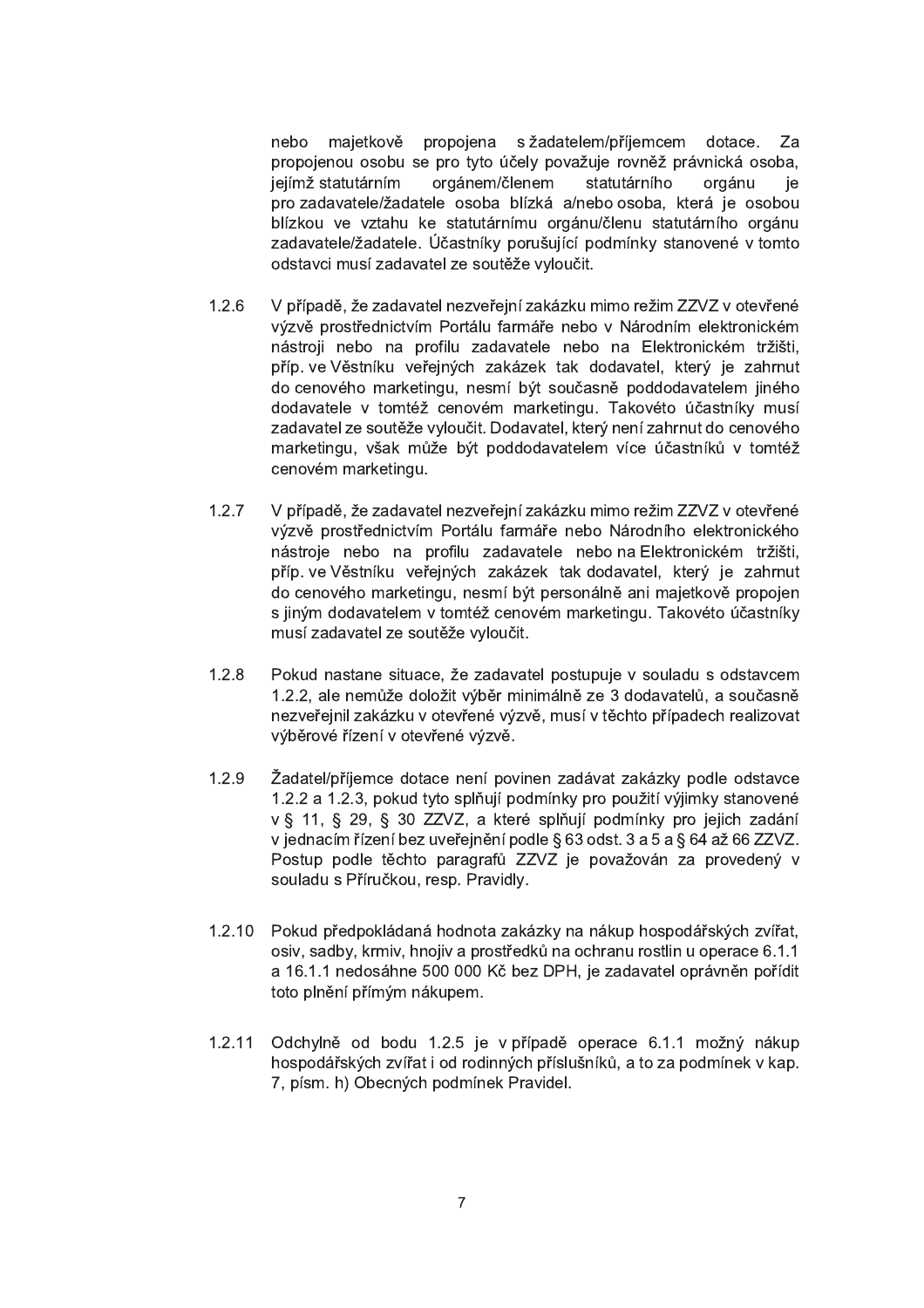nebo majetkově propojena s žadatelem/příjemcem dotace. Za propojenou osobu se pro tyto účely považuje rovněž právnická osoba, jejímž statutárním orgánem/členem statutárního orgánu je pro zadavatele/žadatele osoba blízká a/nebo osoba, která je osobou blízkou ve vztahu ke statutárnímu orgánu/členu statutárního orgánu zadavatele/žadatele. Účastníky porušující podmínky stanovené v tomto odstavci musí zadavatel ze soutěže vyloučit.

1.2.6 V případě, že zadavatel nezveřejní zakázku mimo režim ZZVZ v otevřené výzvě prostřednictvím Portálu farmáře nebo v Národním elektronickém nástroji nebo na profilu zadavatele nebo na Elektronickém tržišti, příp. ve Věstníku veřejných zakázek tak dodavatel, který je zahrnut do cenového marketingu, nesmí být současně poddodavatelem jiného dodavatele v tomtéž cenovém marketingu. Takovéto účastníky musí zadavatel ze soutěže vyloučit. Dodavatel, který není zahrnut do cenového marketingu, však může být poddodavatelem více účastníků v tomtéž cenovém marketingu.

1.2.7 V případě, že zadavatel nezveřejní zakázku mimo režim ZZVZ v otevřené výzvě prostřednictvím Portálu farmáře nebo Národního elektronického nástroje nebo na profilu zadavatele nebo na Elektronickém tržišti, příp. ve Věstníku veřejných zakázek tak dodavatel, který je zahrnut do cenového marketingu, nesmí být personálně ani majetkově propojen s jiným dodavatelem v tomtéž cenovém marketingu. Takovéto účastníky musí zadavatel ze soutěže vyloučit.

1.2.8 Pokud nastane situace, že zadavatel postupuje v souladu s odstavcem 1.2.2, ale nemůže doložit výběr minimálně ze 3 dodavatelů, a současně nezveřejnil zakázku v otevřené výzvě, musí v těchto případech realizovat výběrové řízení v otevřené výzvě.

1.2.9 Žadatel/příjemce dotace není povinen zadávat zakázky podle odstavce 1.2.2 a 1.2.3, pokud tyto splňují podmínky pro použití výjimky stanovené v § 11, § 29, § 30 ZZVZ, a které splňují podmínky pro jejich zadání v jednacím řízení bez uveřejnění podle § 63 odst. 3 a 5 a § 64 až 66 ZZVZ. Postup podle těchto paragrafů ZZVZ je považován za provedený v souladu s Příručkou, resp. Pravidly.

1.2.10 Pokud předpokládaná hodnota zakázky na nákup hospodářských zvířat, osiv, sadby, krmiv, hnojiv a prostředků na ochranu rostlin u operace 6.1.1 a 16.1.1 nedosáhne 500 000 Kč bez DPH, je zadavatel oprávněn pořídit toto plnění přímým nákupem.

1.2.11 Odchylně od bodu 1.2.5 je v případě operace 6.1.1 možný nákup hospodářských zvířat i od rodinných příslušníků, a to za podmínek v kap. 7, písm. h) Obecných podmínek Pravidel.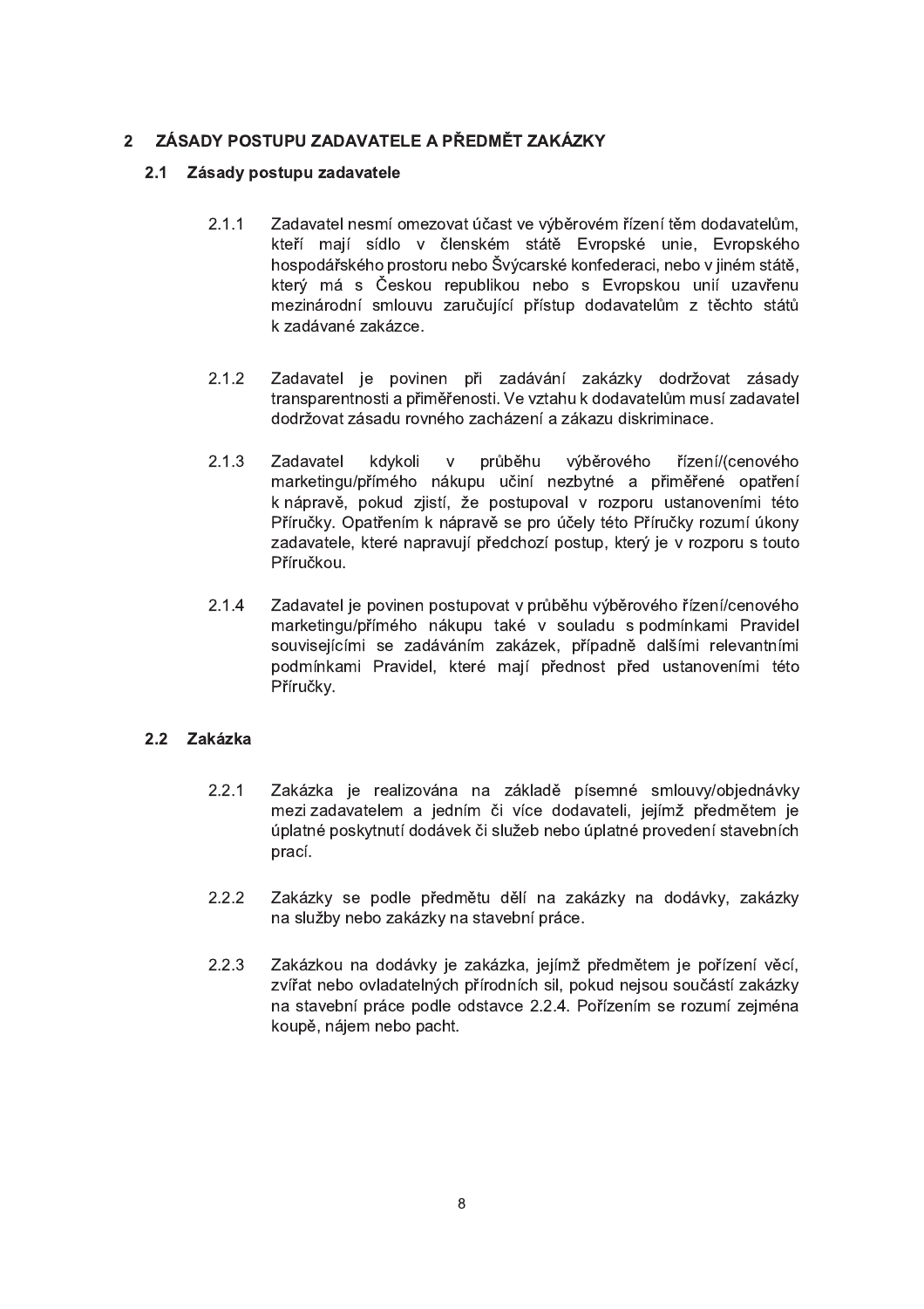# 2 ZÁSADY POSTUPU ZADAVATELE A PŘEDMĚT ZAKÁZKY

## 2.1 Zásady postupu zadavatele

2.1.1 Zadavatel nesmí omezovat účast ve výběrovém řízení těm dodavatelům, kteří mají sídlo v členském státě Evropské unie, Evropského hospodářského prostoru nebo Švýcarské konfederaci, nebo v jiném státě, který má s Českou republikou nebo s Evropskou unií uzavřenu mezinárodní smlouvu zaručující přístup dodavatelům z těchto států k zadávané zakázce.

2.1.2 Zadavatel je povinen při zadávání zakázky dodržovat zásady transparentnosti a přiměřenosti. Ve vztahu k dodavatelům musí zadavatel dodržovat zásadu rovného zacházení a zákazu diskriminace.

2.1.3 Zadavatel kdykoli v průběhu výběrového řízení/(cenového marketingu/přímého nákupu učiní nezbytné a přiměřené opatření k nápravě, pokud zjistí, že postupoval v rozporu ustanoveními této Příručky. Opatřením k nápravě se pro účely této Příručky rozumí úkony zadavatele, které napravují předchozí postup, který je v rozporu s touto Příručkou.

2.1.4 Zadavatel je povinen postupovat v průběhu výběrového řízení/cenového marketingu/přímého nákupu také v souladu s podmínkami Pravidel souvisejícími se zadáváním zakázek, případně dalšími relevantními podmínkami Pravidel, které mají přednost před ustanoveními této Příručky.

## 2.2 Zakázka

2.2.1 Zakázka je realizována na základě písemné smlouvy/objednávky mezi zadavatelem a jedním či více dodavateli, jejímž předmětem je úplatné poskytnutí dodávek či služeb nebo úplatné provedení stavebních prací.

2.2.2 Zakázky se podle předmětu dělí na zakázky na dodávky, zakázky na služby nebo zakázky na stavební práce.

2.2.3 Zakázkou na dodávky je zakázka, jejímž předmětem je pořízení věcí, zvířat nebo ovladatelných přírodních sil, pokud nejsou součástí zakázky na stavební práce podle odstavce 2.2.4. Pořízením se rozumí zejména koupě, nájem nebo pacht.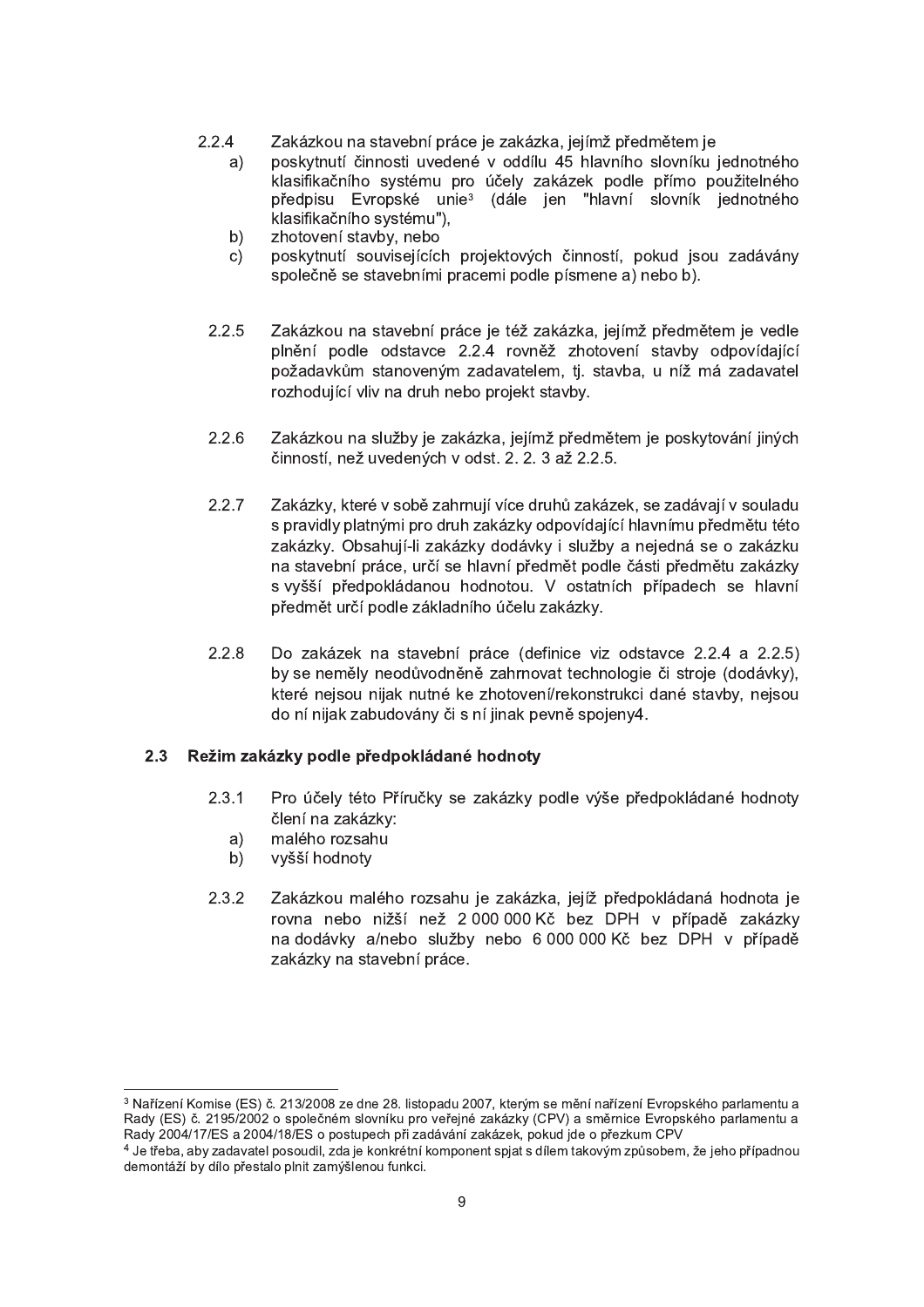2.2.4 Zakázkou na stavební práce je zakázka, jejímž předmětem je

a) poskytnutí činnosti uvedené v oddílu 45 hlavního slovníku jednotného klasifikačního systému pro účely zakázek podle přímo použitelného předpisu Evropské unie[3] (dále jen "hlavní slovník jednotného klasifikačního systému"),

b) zhotovení stavby, nebo

c) poskytnutí souvisejících projektových činností, pokud jsou zadávány společně se stavebními pracemi podle písmene a) nebo b).

2.2.5 Zakázkou na stavební práce je též zakázka, jejímž předmětem je vedle plnění podle odstavce 2.2.4 rovněž zhotovení stavby odpovídající požadavkům stanoveným zadavatelem, tj. stavba, u níž má zadavatel rozhodující vliv na druh nebo projekt stavby.

2.2.6 Zakázkou na služby je zakázka, jejímž předmětem je poskytování jiných činností, než uvedených v odst. 2. 2. 3 až 2.2.5.

2.2.7 Zakázky, které v sobě zahrnují více druhů zakázek, se zadávají v souladu s pravidly platnými pro druh zakázky odpovídající hlavnímu předmětu této zakázky. Obsahují-li zakázky dodávky i služby a nejedná se o zakázku na stavební práce, určí se hlavní předmět podle části předmětu zakázky s vyšší předpokládanou hodnotou. V ostatních případech se hlavní předmět určí podle základního účelu zakázky.

2.2.8 Do zakázek na stavební práce (definice viz odstavce 2.2.4 a 2.2.5) by se neměly neodůvodněně zahrnovat technologie či stroje (dodávky), které nejsou nijak nutné ke zhotovení/rekonstrukci dané stavby, nejsou do ní nijak zabudovány či s ní jinak pevně spojeny4.

### 2.3 Režim zakázky podle předpokládané hodnoty

2.3.1 Pro účely této Příručky se zakázky podle výše předpokládané hodnoty člení na zakázky:

a) malého rozsahu

b) vyšší hodnoty

2.3.2 Zakázkou malého rozsahu je zakázka, jejíž předpokládaná hodnota je rovna nebo nižší než 2 000 000 Kč bez DPH v případě zakázky na dodávky a/nebo služby nebo 6 000 000 Kč bez DPH v případě zakázky na stavební práce.

---

[3] Nařízení Komise (ES) č. 213/2008 ze dne 28. listopadu 2007, kterým se mění nařízení Evropského parlamentu a Rady (ES) č. 2195/2002 o společném slovníku pro veřejné zakázky (CPV) a směrnice Evropského parlamentu a Rady 2004/17/ES a 2004/18/ES o postupech při zadávání zakázek, pokud jde o přezkum CPV

[4] Je třeba, aby zadavatel posoudil, zda je konkrétní komponent spjat s dílem takovým způsobem, že jeho případnou demontáží by dílo přestalo plnit zamýšlenou funkci.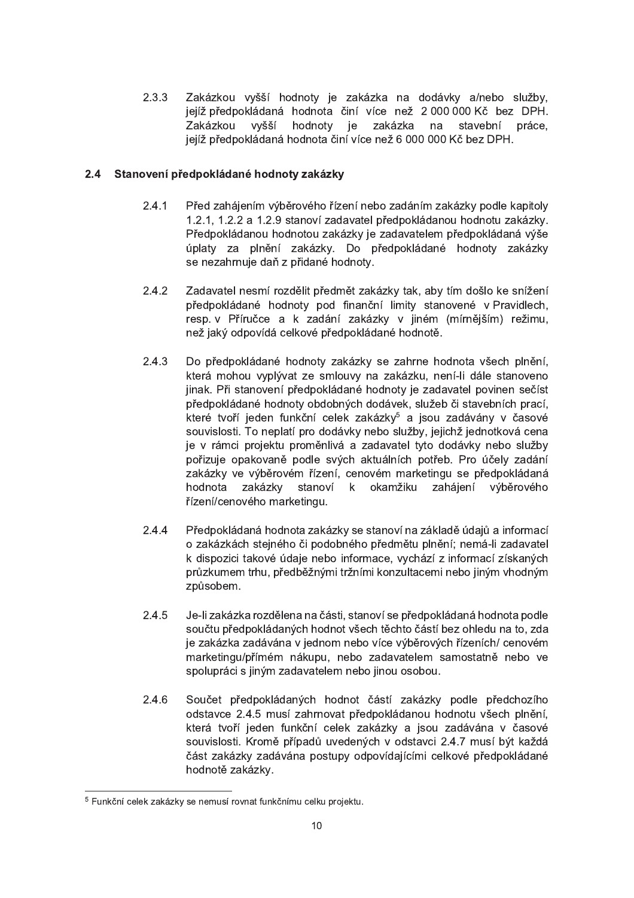2.3.3 Zakázkou vyšší hodnoty je zakázka na dodávky a/nebo služby, jejíž předpokládaná hodnota činí více než 2 000 000 Kč bez DPH. Zakázkou vyšší hodnoty je zakázka na stavební práce, jejíž předpokládaná hodnota činí více než 6 000 000 Kč bez DPH.

## 2.4 Stanovení předpokládané hodnoty zakázky

2.4.1 Před zahájením výběrového řízení nebo zadáním zakázky podle kapitoly 1.2.1, 1.2.2 a 1.2.9 stanoví zadavatel předpokládanou hodnotu zakázky. Předpokládanou hodnotou zakázky je zadavatelem předpokládaná výše úplaty za plnění zakázky. Do předpokládané hodnoty zakázky se nezahrnuje daň z přidané hodnoty.

2.4.2 Zadavatel nesmí rozdělit předmět zakázky tak, aby tím došlo ke snížení předpokládané hodnoty pod finanční limity stanovené v Pravidlech, resp. v Příručce a k zadání zakázky v jiném (mírnějším) režimu, než jaký odpovídá celkové předpokládané hodnotě.

2.4.3 Do předpokládané hodnoty zakázky se zahrne hodnota všech plnění, která mohou vyplývat ze smlouvy na zakázku, není-li dále stanoveno jinak. Při stanovení předpokládané hodnoty je zadavatel povinen sečíst předpokládané hodnoty obdobných dodávek, služeb či stavebních prací, které tvoří jeden funkční celek zakázky[5] a jsou zadávány v časové souvislosti. To neplatí pro dodávky nebo služby, jejichž jednotková cena je v rámci projektu proměnlivá a zadavatel tyto dodávky nebo služby pořizuje opakovaně podle svých aktuálních potřeb. Pro účely zadání zakázky ve výběrovém řízení, cenovém marketingu se předpokládaná hodnota zakázky stanoví k okamžiku zahájení výběrového řízení/cenového marketingu.

2.4.4 Předpokládaná hodnota zakázky se stanoví na základě údajů a informací o zakázkách stejného či podobného předmětu plnění; nemá-li zadavatel k dispozici takové údaje nebo informace, vychází z informací získaných průzkumem trhu, předběžnými tržními konzultacemi nebo jiným vhodným způsobem.

2.4.5 Je-li zakázka rozdělena na části, stanoví se předpokládaná hodnota podle součtu předpokládaných hodnot všech těchto částí bez ohledu na to, zda je zakázka zadávána v jednom nebo více výběrových řízeních/ cenovém marketingu/přímém nákupu, nebo zadavatelem samostatně nebo ve spolupráci s jiným zadavatelem nebo jinou osobou.

2.4.6 Součet předpokládaných hodnot částí zakázky podle předchozího odstavce 2.4.5 musí zahrnovat předpokládanou hodnotu všech plnění, která tvoří jeden funkční celek zakázky a jsou zadávána v časové souvislosti. Kromě případů uvedených v odstavci 2.4.7 musí být každá část zakázky zadávána postupy odpovídajícími celkové předpokládané hodnotě zakázky.

---

[5] Funkční celek zakázky se nemusí rovnat funkčnímu celku projektu.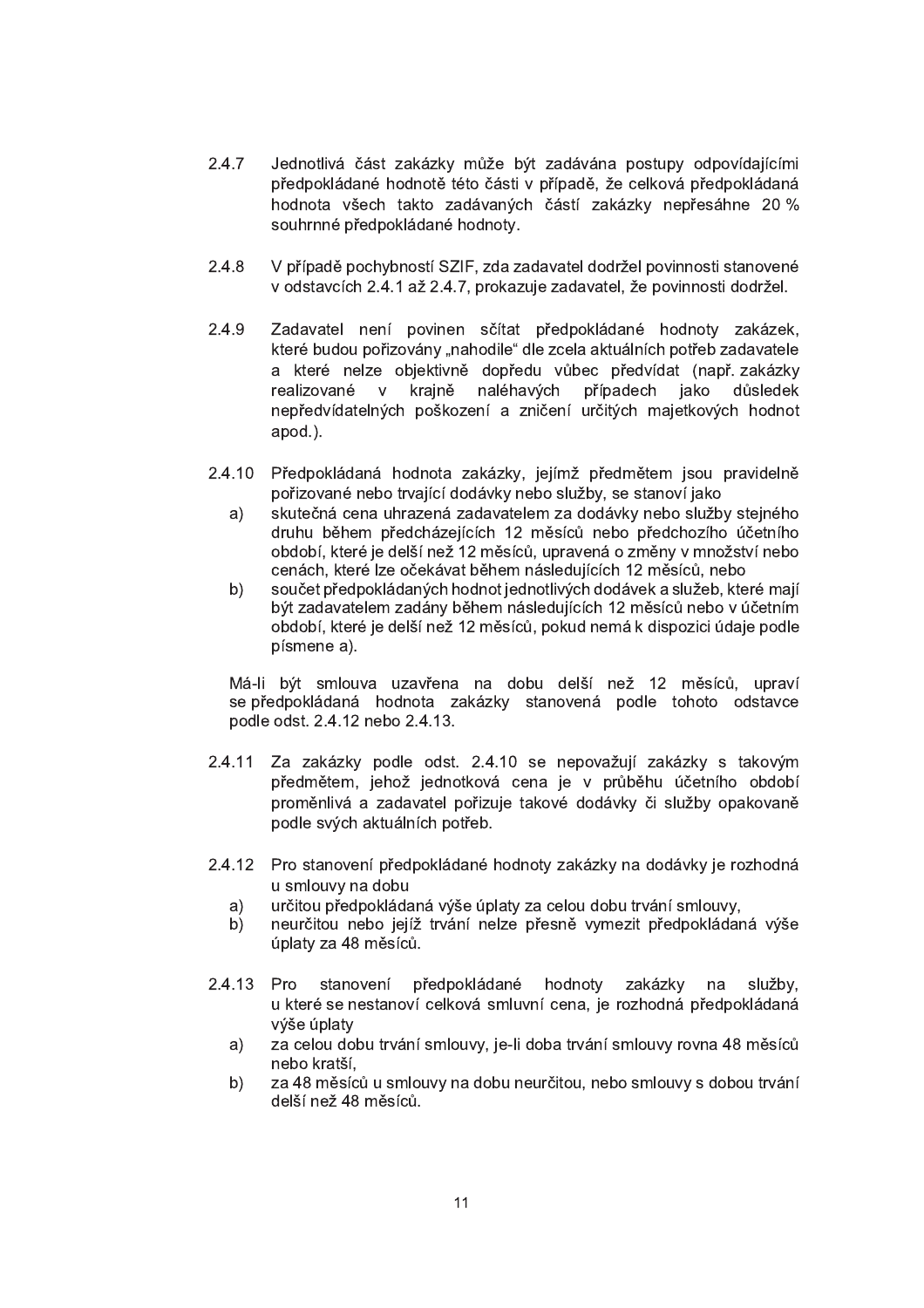2.4.7 Jednotlivá část zakázky může být zadávána postupy odpovídajícími předpokládané hodnotě této části v případě, že celková předpokládaná hodnota všech takto zadávaných částí zakázky nepřesáhne 20 % souhrnné předpokládané hodnoty.

2.4.8 V případě pochybností SZIF, zda zadavatel dodržel povinnosti stanovené v odstavcích 2.4.1 až 2.4.7, prokazuje zadavatel, že povinnosti dodržel.

2.4.9 Zadavatel není povinen sčítat předpokládané hodnoty zakázek, které budou pořizovány „nahodile“ dle zcela aktuálních potřeb zadavatele a které nelze objektivně dopředu vůbec předvídat (např. zakázky realizované v krajně naléhavých případech jako důsledek nepředvídatelných poškození a zničení určitých majetkových hodnot apod.).

2.4.10 Předpokládaná hodnota zakázky, jejímž předmětem jsou pravidelně pořizované nebo trvající dodávky nebo služby, se stanoví jako

a) skutečná cena uhrazená zadavatelem za dodávky nebo služby stejného druhu během předcházejících 12 měsíců nebo předchozího účetního období, které je delší než 12 měsíců, upravená o změny v množství nebo cenách, které lze očekávat během následujících 12 měsíců, nebo

b) součet předpokládaných hodnot jednotlivých dodávek a služeb, které mají být zadavatelem zadány během následujících 12 měsíců nebo v účetním období, které je delší než 12 měsíců, pokud nemá k dispozici údaje podle písmene a).

Má-li být smlouva uzavřena na dobu delší než 12 měsíců, upraví se předpokládaná hodnota zakázky stanovená podle tohoto odstavce podle odst. 2.4.12 nebo 2.4.13.

2.4.11 Za zakázky podle odst. 2.4.10 se nepovažují zakázky s takovým předmětem, jehož jednotková cena je v průběhu účetního období proměnlivá a zadavatel pořizuje takové dodávky či služby opakovaně podle svých aktuálních potřeb.

2.4.12 Pro stanovení předpokládané hodnoty zakázky na dodávky je rozhodná u smlouvy na dobu

a) určitou předpokládaná výše úplaty za celou dobu trvání smlouvy,

b) neurčitou nebo jejíž trvání nelze přesně vymezit předpokládaná výše úplaty za 48 měsíců.

2.4.13 Pro stanovení předpokládané hodnoty zakázky na služby, u které se nestanoví celková smluvní cena, je rozhodná předpokládaná výše úplaty

a) za celou dobu trvání smlouvy, je-li doba trvání smlouvy rovna 48 měsícům nebo kratší,

b) za 48 měsíců u smlouvy na dobu neurčitou, nebo smlouvy s dobou trvání delší než 48 měsíců.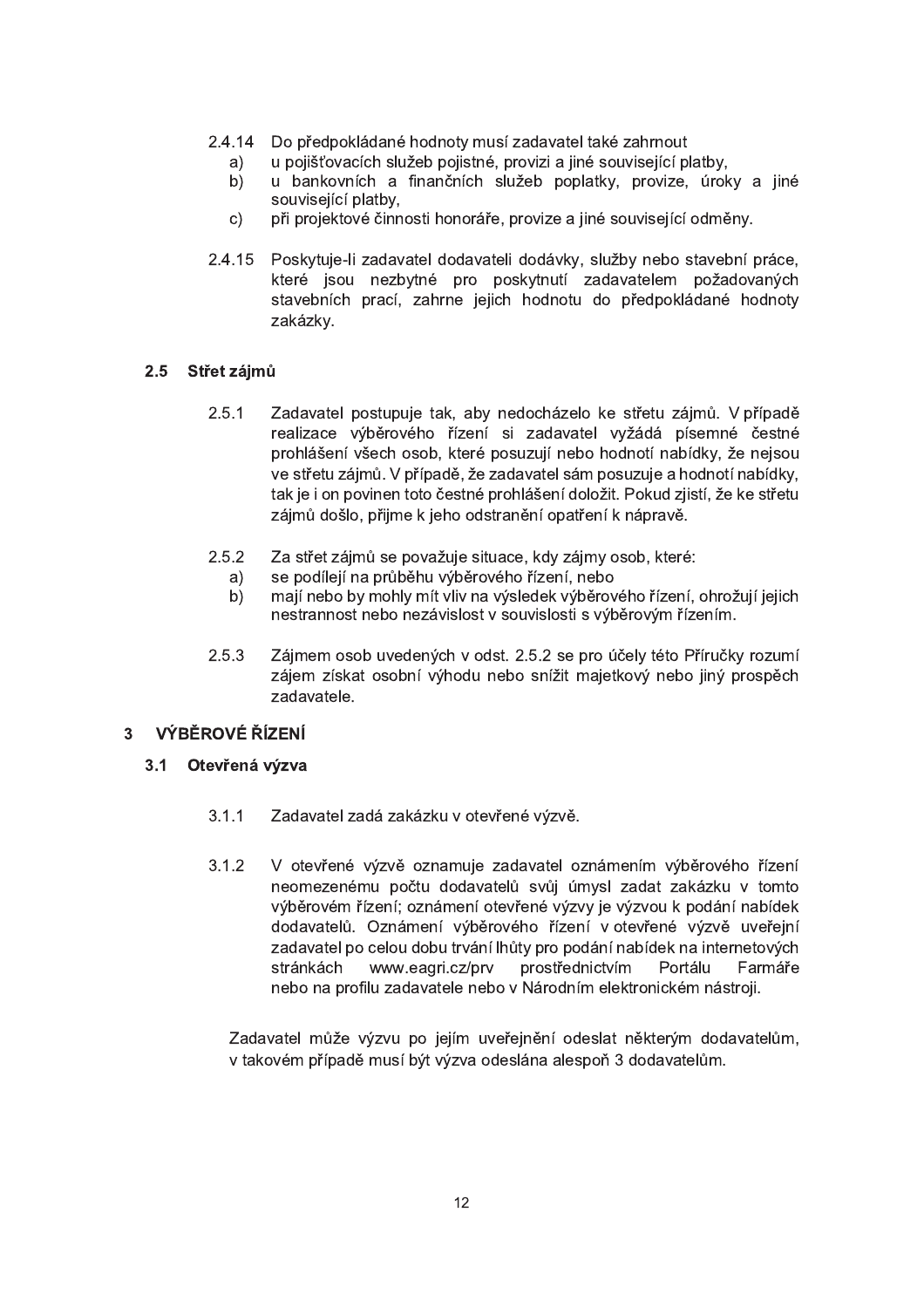2.4.14 Do předpokládané hodnoty musí zadavatel také zahrnout

a) u pojišťovacích služeb pojistné, provizi a jiné související platby,
b) u bankovních a finančních služeb poplatky, provize, úroky a jiné související platby,
c) při projektové činnosti honoráře, provize a jiné související odměny.

2.4.15 Poskytuje-li zadavatel dodavateli dodávky, služby nebo stavební práce, které jsou nezbytné pro poskytnutí zadavatelem požadovaných stavebních prací, zahrne jejich hodnotu do předpokládané hodnoty zakázky.

### 2.5 Střet zájmů

2.5.1 Zadavatel postupuje tak, aby nedocházelo ke střetu zájmů. V případě realizace výběrového řízení si zadavatel vyžádá písemné čestné prohlášení všech osob, které posuzují nebo hodnotí nabídky, že nejsou ve střetu zájmů. V případě, že zadavatel sám posuzuje a hodnotí nabídky, tak je i on povinen toto čestné prohlášení doložit. Pokud zjistí, že ke střetu zájmů došlo, přijme k jeho odstranění opatření k nápravě.

2.5.2 Za střet zájmů se považuje situace, kdy zájmy osob, které:

a) se podílejí na průběhu výběrového řízení, nebo
b) mají nebo by mohly mít vliv na výsledek výběrového řízení, ohrožují jejich nestrannost nebo nezávislost v souvislosti s výběrovým řízením.

2.5.3 Zájmem osob uvedených v odst. 2.5.2 se pro účely této Příručky rozumí zájem získat osobní výhodu nebo snížit majetkový nebo jiný prospěch zadavatele.

## 3 VÝBĚROVÉ ŘÍZENÍ

### 3.1 Otevřená výzva

3.1.1 Zadavatel zadá zakázku v otevřené výzvě.

3.1.2 V otevřené výzvě oznamuje zadavatel oznámením výběrového řízení neomezenému počtu dodavatelů svůj úmysl zadat zakázku v tomto výběrovém řízení; oznámení otevřené výzvy je výzvou k podání nabídek dodavatelů. Oznámení výběrového řízení v otevřené výzvě uveřejní zadavatel po celou dobu trvání lhůty pro podání nabídek na internetových stránkách www.eagri.cz/prv prostřednictvím Portálu Farmáře nebo na profilu zadavatele nebo v Národním elektronickém nástroji.

Zadavatel může výzvu po jejím uveřejnění odeslat některým dodavatelům, v takovém případě musí být výzva odeslána alespoň 3 dodavatelům.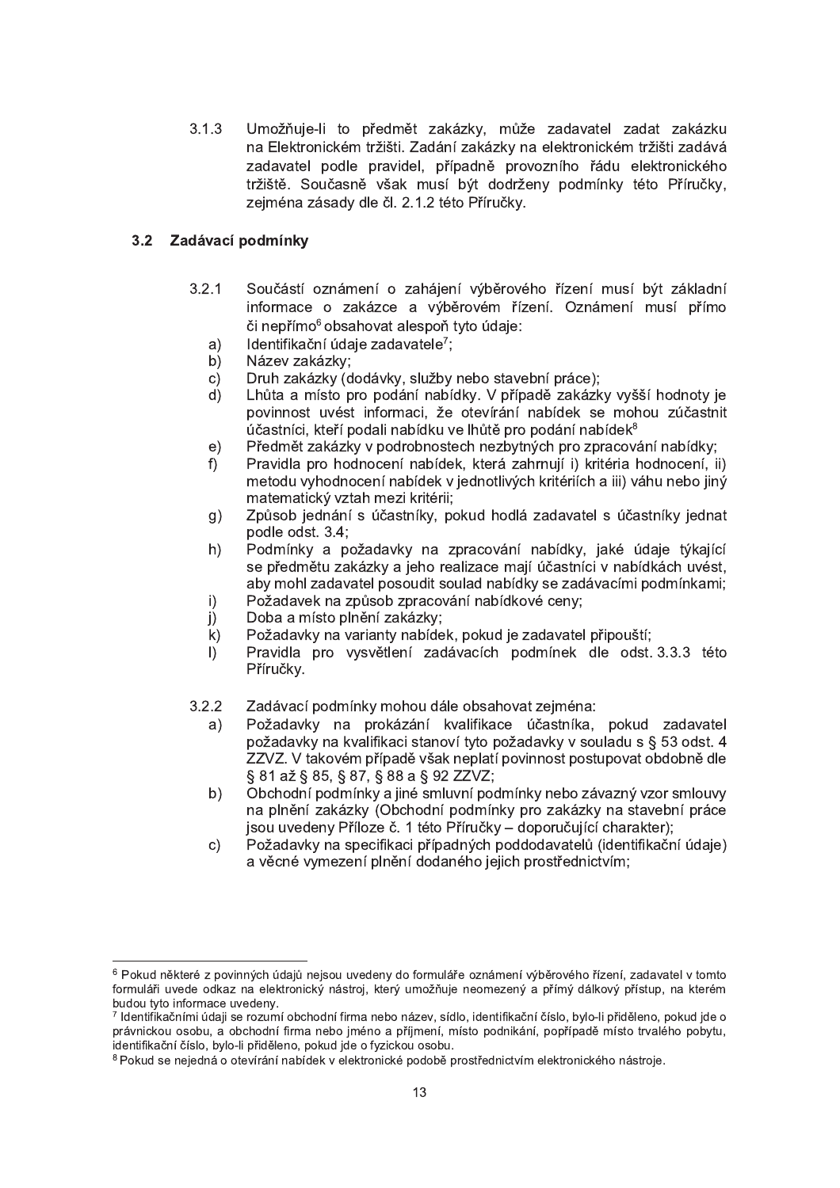3.1.3 Umožňuje-li to předmět zakázky, může zadavatel zadat zakázku na Elektronickém tržišti. Zadání zakázky na elektronickém tržišti zadává zadavatel podle pravidel, případně provozního řádu elektronického tržiště. Současně však musí být dodrženy podmínky této Příručky, zejména zásady dle čl. 2.1.2 této Příručky.

## 3.2 Zadávací podmínky

3.2.1 Součástí oznámení o zahájení výběrového řízení musí být základní informace o zakázce a výběrovém řízení. Oznámení musí přímo či nepřímo[6] obsahovat alespoň tyto údaje:

a) Identifikační údaje zadavatele[7];
b) Název zakázky;
c) Druh zakázky (dodávky, služby nebo stavební práce);
d) Lhůta a místo pro podání nabídky. V případě zakázky vyšší hodnoty je povinnost uvést informaci, že otevírání nabídek se mohou zúčastnit účastníci, kteří podali nabídku ve lhůtě pro podání nabídek[8]
e) Předmět zakázky v podrobnostech nezbytných pro zpracování nabídky;
f) Pravidla pro hodnocení nabídek, která zahrnují i) kritéria hodnocení, ii) metodu vyhodnocení nabídek v jednotlivých kritériích a iii) váhu nebo jiný matematický vztah mezi kritérii;
g) Způsob jednání s účastníky, pokud hodlá zadavatel s účastníky jednat podle odst. 3.4;
h) Podmínky a požadavky na zpracování nabídky, jaké údaje týkající se předmětu zakázky a jeho realizace mají účastníci v nabídkách uvést, aby mohl zadavatel posoudit soulad nabídky se zadávacími podmínkami;
i) Požadavek na způsob zpracování nabídkové ceny;
j) Doba a místo plnění zakázky;
k) Požadavky na varianty nabídek, pokud je zadavatel připouští;
l) Pravidla pro vysvětlení zadávacích podmínek dle odst. 3.3.3 této Příručky.

3.2.2 Zadávací podmínky mohou dále obsahovat zejména:

a) Požadavky na prokázání kvalifikace účastníka, pokud zadavatel požadavky na kvalifikaci stanoví tyto požadavky v souladu s § 53 odst. 4 ZZVZ. V takovém případě však neplatí povinnost postupovat obdobně dle § 81 až § 85, § 87, § 88 a § 92 ZZVZ;
b) Obchodní podmínky a jiné smluvní podmínky nebo závazný vzor smlouvy na plnění zakázky (Obchodní podmínky pro zakázky na stavební práce jsou uvedeny Příloze č. 1 této Příručky – doporučující charakter);
c) Požadavky na specifikaci případných poddodavatelů (identifikační údaje) a věcné vymezení plnění dodaného jejich prostřednictvím;

---

[6] Pokud některé z povinných údajů nejsou uvedeny do formuláře oznámení výběrového řízení, zadavatel v tomto formuláři uvede odkaz na elektronický nástroj, který umožňuje neomezený a přímý dálkový přístup, na kterém budou tyto informace uvedeny.

[7] Identifikačními údaji se rozumí obchodní firma nebo název, sídlo, identifikační číslo, bylo-li přiděleno, pokud jde o právnickou osobu, a obchodní firma nebo jméno a příjmení, místo podnikání, popřípadě místo trvalého pobytu, identifikační číslo, bylo-li přiděleno, pokud jde o fyzickou osobu.

[8] Pokud se nejedná o otevírání nabídek v elektronické podobě prostřednictvím elektronického nástroje.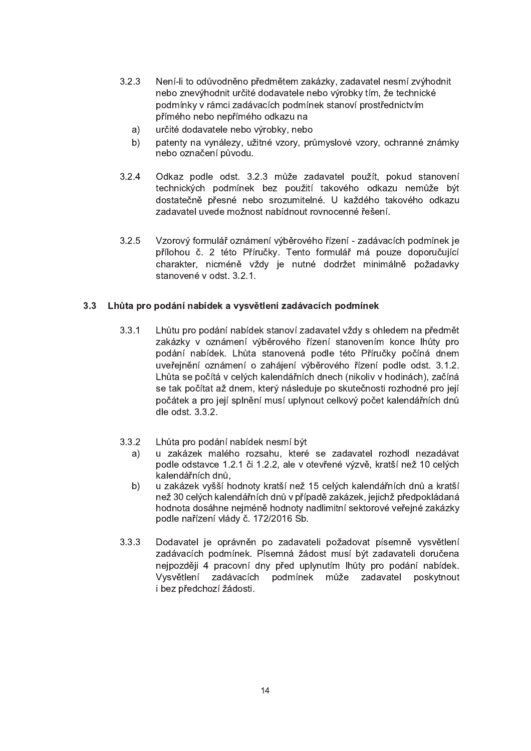3.2.3 Není-li to odůvodněno předmětem zakázky, zadavatel nesmí zvýhodnit nebo znevýhodnit určité dodavatele nebo výrobky tím, že technické podmínky v rámci zadávacích podmínek stanoví prostřednictvím přímého nebo nepřímého odkazu na

a) určité dodavatele nebo výrobky, nebo

b) patenty na vynálezy, užitné vzory, průmyslové vzory, ochranné známky nebo označení původu.

3.2.4 Odkaz podle odst. 3.2.3 může zadavatel použít, pokud stanovení technických podmínek bez použití takového odkazu nemůže být dostatečně přesné nebo srozumitelné. U každého takového odkazu zadavatel uvede možnost nabídnout rovnocenné řešení.

3.2.5 Vzorový formulář oznámení výběrového řízení - zadávacích podmínek je přílohou č. 2 této Příručky. Tento formulář má pouze doporučující charakter, nicméně vždy je nutné dodržet minimálně požadavky stanovené v odst. 3.2.1.

## 3.3 Lhůta pro podání nabídek a vysvětlení zadávacích podmínek

3.3.1 Lhůtu pro podání nabídek stanoví zadavatel vždy s ohledem na předmět zakázky v oznámení výběrového řízení stanovením konce lhůty pro podání nabídek. Lhůta stanovená podle této Příručky počíná dnem uveřejnění oznámení o zahájení výběrového řízení podle odst. 3.1.2. Lhůta se počítá v celých kalendářních dnech (nikoliv v hodinách), začíná se tak počítat až dnem, který následuje po skutečnosti rozhodné pro její počátek a pro její splnění musí uplynout celkový počet kalendářních dnů dle odst. 3.3.2.

3.3.2 Lhůta pro podání nabídek nesmí být

a) u zakázek malého rozsahu, které se zadavatel rozhodl nezadávat podle odstavce 1.2.1 či 1.2.2, ale v otevřené výzvě, kratší než 10 celých kalendářních dnů,

b) u zakázek vyšší hodnoty kratší než 15 celých kalendářních dnů a kratší než 30 celých kalendářních dnů v případě zakázek, jejichž předpokládaná hodnota dosáhne nejméně hodnoty nadlimitní sektorové veřejné zakázky podle nařízení vlády č. 172/2016 Sb.

3.3.3 Dodavatel je oprávněn po zadavateli požadovat písemně vysvětlení zadávacích podmínek. Písemná žádost musí být zadavateli doručena nejpozději 4 pracovní dny před uplynutím lhůty pro podání nabídek. Vysvětlení zadávacích podmínek může zadavatel poskytnout i bez předchozí žádosti.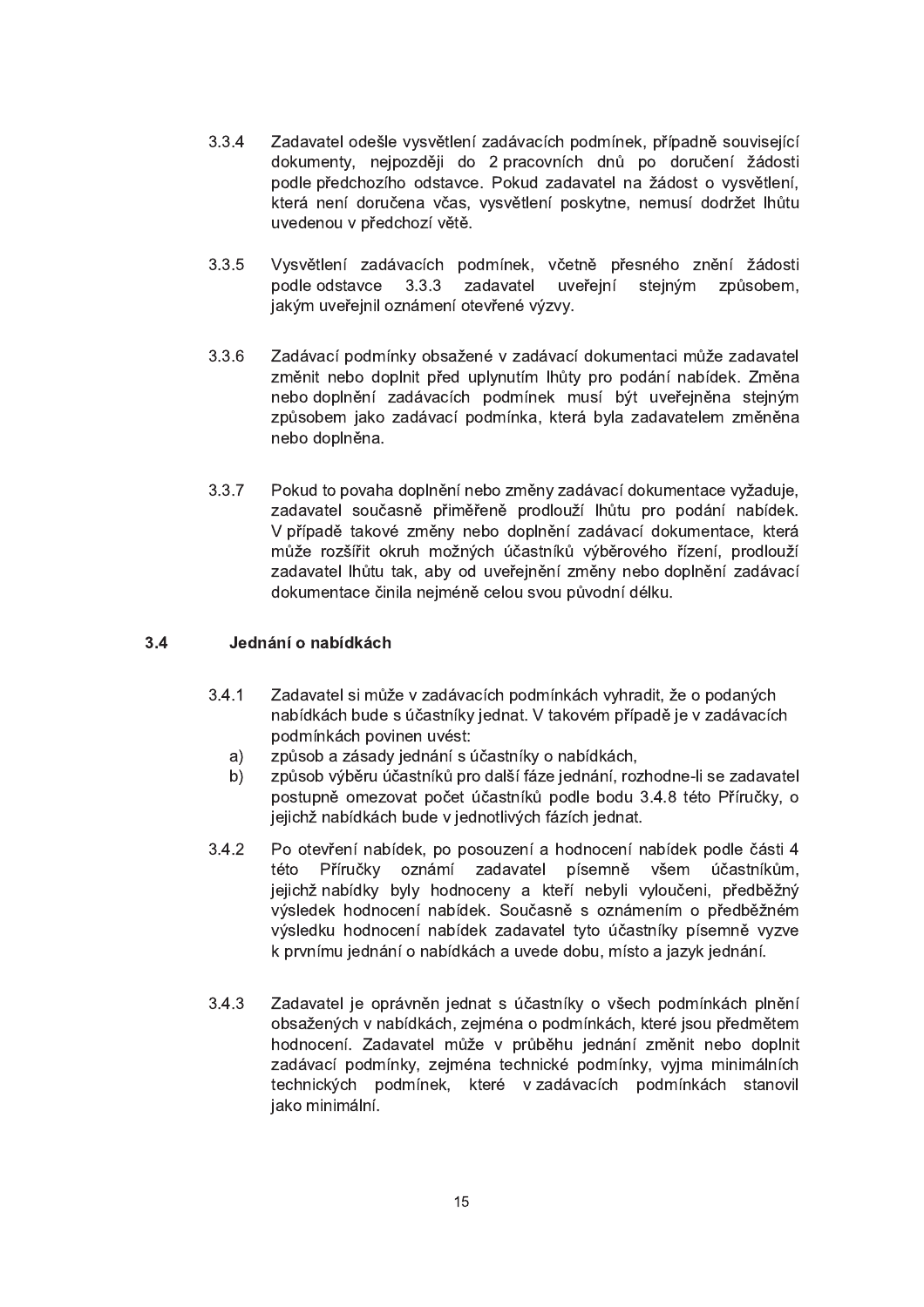3.3.4 Zadavatel odešle vysvětlení zadávacích podmínek, případně související dokumenty, nejpozději do 2 pracovních dnů po doručení žádosti podle předchozího odstavce. Pokud zadavatel na žádost o vysvětlení, která není doručena včas, vysvětlení poskytne, nemusí dodržet lhůtu uvedenou v předchozí větě.

3.3.5 Vysvětlení zadávacích podmínek, včetně přesného znění žádosti podle odstavce 3.3.3 zadavatel uveřejní stejným způsobem, jakým uveřejnil oznámení otevřené výzvy.

3.3.6 Zadávací podmínky obsažené v zadávací dokumentaci může zadavatel změnit nebo doplnit před uplynutím lhůty pro podání nabídek. Změna nebo doplnění zadávacích podmínek musí být uveřejněna stejným způsobem jako zadávací podmínka, která byla zadavatelem změněna nebo doplněna.

3.3.7 Pokud to povaha doplnění nebo změny zadávací dokumentace vyžaduje, zadavatel současně přiměřeně prodlouží lhůtu pro podání nabídek. V případě takové změny nebo doplnění zadávací dokumentace, která může rozšířit okruh možných účastníků výběrového řízení, prodlouží zadavatel lhůtu tak, aby od uveřejnění změny nebo doplnění zadávací dokumentace činila nejméně celou svou původní délku.

## 3.4 Jednání o nabídkách

3.4.1 Zadavatel si může v zadávacích podmínkách vyhradit, že o podaných nabídkách bude s účastníky jednat. V takovém případě je v zadávacích podmínkách povinen uvést:

a) způsob a zásady jednání s účastníky o nabídkách,

b) způsob výběru účastníků pro další fáze jednání, rozhodne-li se zadavatel postupně omezovat počet účastníků podle bodu 3.4.8 této Příručky, o jejichž nabídkách bude v jednotlivých fázích jednat.

3.4.2 Po otevření nabídek, po posouzení a hodnocení nabídek podle části 4 této Příručky oznámí zadavatel písemně všem účastníkům, jejichž nabídky byly hodnoceny a kteří nebyli vyloučeni, předběžný výsledek hodnocení nabídek. Současně s oznámením o předběžném výsledku hodnocení nabídek zadavatel tyto účastníky písemně vyzve k prvnímu jednání o nabídkách a uvede dobu, místo a jazyk jednání.

3.4.3 Zadavatel je oprávněn jednat s účastníky o všech podmínkách plnění obsažených v nabídkách, zejména o podmínkách, které jsou předmětem hodnocení. Zadavatel může v průběhu jednání změnit nebo doplnit zadávací podmínky, zejména technické podmínky, vyjma minimálních technických podmínek, které v zadávacích podmínkách stanovil jako minimální.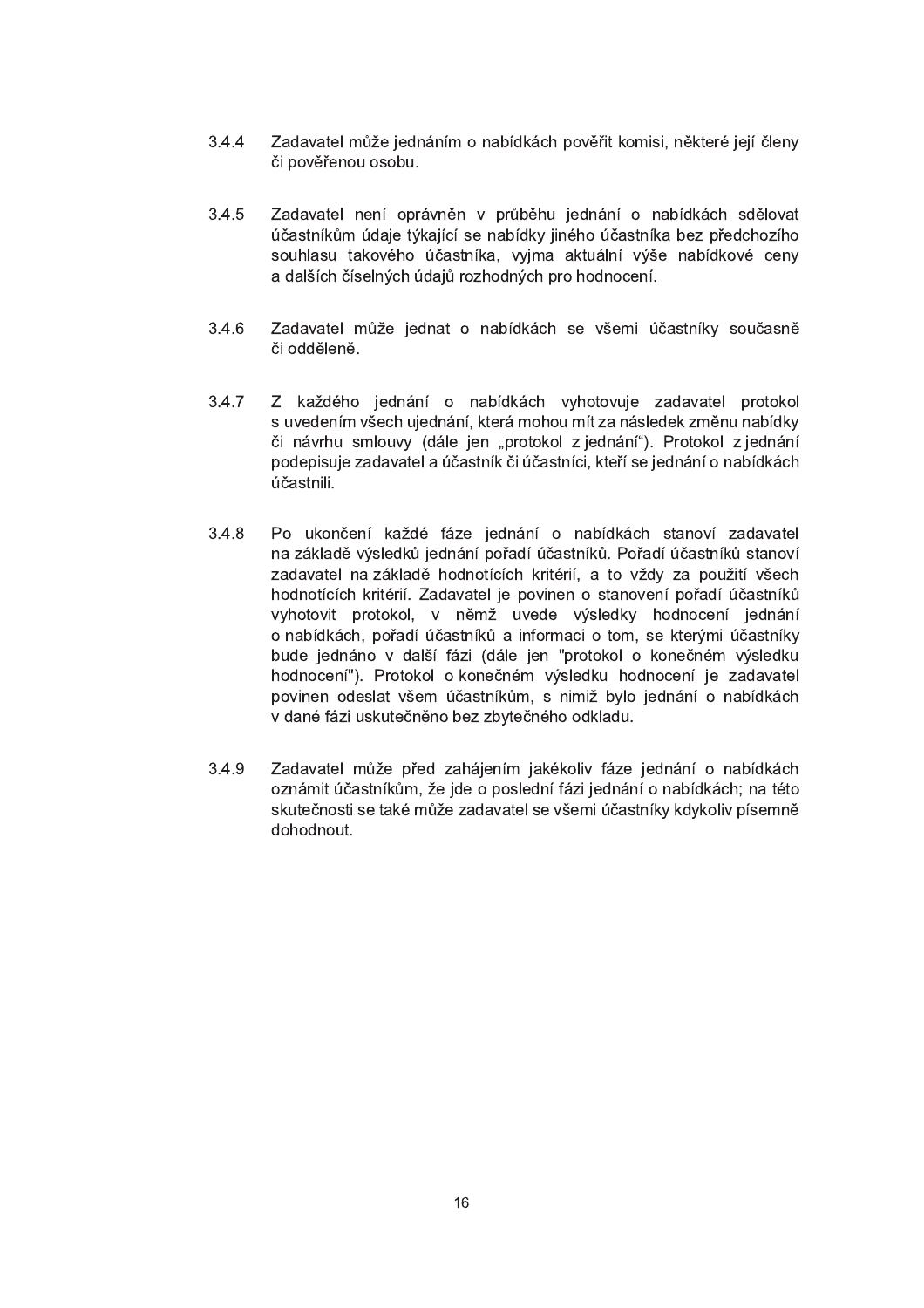3.4.4 Zadavatel může jednáním o nabídkách pověřit komisi, některé její členy či pověřenou osobu.

3.4.5 Zadavatel není oprávněn v průběhu jednání o nabídkách sdělovat účastníkům údaje týkající se nabídky jiného účastníka bez předchozího souhlasu takového účastníka, vyjma aktuální výše nabídkové ceny a dalších číselných údajů rozhodných pro hodnocení.

3.4.6 Zadavatel může jednat o nabídkách se všemi účastníky současně či odděleně.

3.4.7 Z každého jednání o nabídkách vyhotovuje zadavatel protokol s uvedením všech ujednání, která mohou mít za následek změnu nabídky či návrhu smlouvy (dále jen „protokol z jednání“). Protokol z jednání podepisuje zadavatel a účastník či účastníci, kteří se jednání o nabídkách účastnili.

3.4.8 Po ukončení každé fáze jednání o nabídkách stanoví zadavatel na základě výsledků jednání pořadí účastníků. Pořadí účastníků stanoví zadavatel na základě hodnotících kritérií, a to vždy za použití všech hodnotících kritérií. Zadavatel je povinen o stanovení pořadí účastníků vyhotovit protokol, v němž uvede výsledky hodnocení jednání o nabídkách, pořadí účastníků a informaci o tom, se kterými účastníky bude jednáno v další fázi (dále jen "protokol o konečném výsledku hodnocení"). Protokol o konečném výsledku hodnocení je zadavatel povinen odeslat všem účastníkům, s nimiž bylo jednání o nabídkách v dané fázi uskutečněno bez zbytečného odkladu.

3.4.9 Zadavatel může před zahájením jakékoliv fáze jednání o nabídkách oznámit účastníkům, že jde o poslední fázi jednání o nabídkách; na této skutečnosti se také může zadavatel se všemi účastníky kdykoliv písemně dohodnout.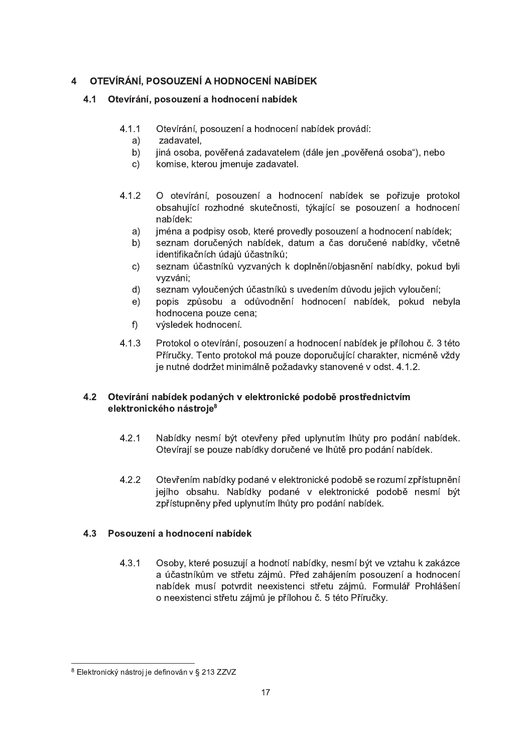# 4 OTEVÍRÁNÍ, POSOUZENÍ A HODNOCENÍ NABÍDEK

## 4.1 Otevírání, posouzení a hodnocení nabídek

4.1.1 Otevírání, posouzení a hodnocení nabídek provádí:

a) zadavatel,

b) jiná osoba, pověřená zadavatelem (dále jen „pověřená osoba"), nebo

c) komise, kterou jmenuje zadavatel.

4.1.2 O otevírání, posouzení a hodnocení nabídek se pořizuje protokol obsahující rozhodné skutečnosti, týkající se posouzení a hodnocení nabídek:

a) jména a podpisy osob, které provedly posouzení a hodnocení nabídek;

b) seznam doručených nabídek, datum a čas doručené nabídky, včetně identifikačních údajů účastníků;

c) seznam účastníků vyzvaných k doplnění/objasnění nabídky, pokud byli vyzváni;

d) seznam vyloučených účastníků s uvedením důvodu jejich vyloučení;

e) popis způsobu a odůvodnění hodnocení nabídek, pokud nebyla hodnocena pouze cena;

f) výsledek hodnocení.

4.1.3 Protokol o otevírání, posouzení a hodnocení nabídek je přílohou č. 3 této Příručky. Tento protokol má pouze doporučující charakter, nicméně vždy je nutné dodržet minimálně požadavky stanovené v odst. 4.1.2.

## 4.2 Otevírání nabídek podaných v elektronické podobě prostřednictvím elektronického nástroje[8]

4.2.1 Nabídky nesmí být otevřeny před uplynutím lhůty pro podání nabídek. Otevírají se pouze nabídky doručené ve lhůtě pro podání nabídek.

4.2.2 Otevřením nabídky podané v elektronické podobě se rozumí zpřístupnění jejího obsahu. Nabídky podané v elektronické podobě nesmí být zpřístupněny před uplynutím lhůty pro podání nabídek.

## 4.3 Posouzení a hodnocení nabídek

4.3.1 Osoby, které posuzují a hodnotí nabídky, nesmí být ve vztahu k zakázce a účastníkům ve střetu zájmů. Před zahájením posouzení a hodnocení nabídek musí potvrdit neexistenci střetu zájmů. Formulář Prohlášení o neexistenci střetu zájmů je přílohou č. 5 této Příručky.

---

[8] Elektronický nástroj je definován v § 213 ZZVZ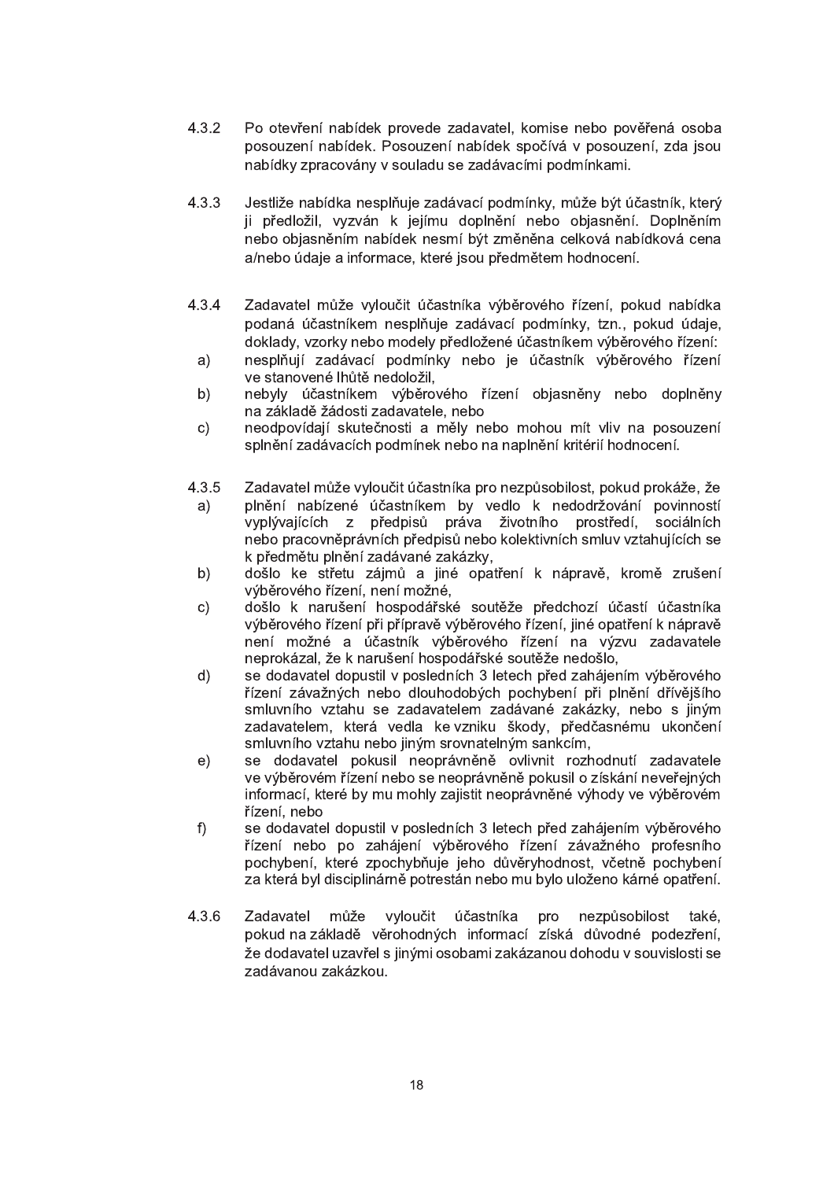4.3.2 Po otevření nabídek provede zadavatel, komise nebo pověřená osoba posouzení nabídek. Posouzení nabídek spočívá v posouzení, zda jsou nabídky zpracovány v souladu se zadávacími podmínkami.

4.3.3 Jestliže nabídka nesplňuje zadávací podmínky, může být účastník, který ji předložil, vyzván k jejímu doplnění nebo objasnění. Doplněním nebo objasněním nabídek nesmí být změněna celková nabídková cena a/nebo údaje a informace, které jsou předmětem hodnocení.

4.3.4 Zadavatel může vyloučit účastníka výběrového řízení, pokud nabídka podaná účastníkem nesplňuje zadávací podmínky, tzn., pokud údaje, doklady, vzorky nebo modely předložené účastníkem výběrového řízení:

a) nesplňují zadávací podmínky nebo je účastník výběrového řízení ve stanovené lhůtě nedoložil,
b) nebyly účastníkem výběrového řízení objasněny nebo doplněny na základě žádosti zadavatele, nebo
c) neodpovídají skutečnosti a měly nebo mohou mít vliv na posouzení splnění zadávacích podmínek nebo na naplnění kritérií hodnocení.

4.3.5 Zadavatel může vyloučit účastníka pro nezpůsobilost, pokud prokáže, že

a) plnění nabízené účastníkem by vedlo k nedodržování povinností vyplývajících z předpisů práva životního prostředí, sociálních nebo pracovněprávních předpisů nebo kolektivních smluv vztahujících se k předmětu plnění zadávané zakázky,
b) došlo ke střetu zájmů a jiné opatření k nápravě, kromě zrušení výběrového řízení, není možné,
c) došlo k narušení hospodářské soutěže předchozí účastí účastníka výběrového řízení při přípravě výběrového řízení, jiné opatření k nápravě není možné a účastník výběrového řízení na výzvu zadavatele neprokázal, že k narušení hospodářské soutěže nedošlo,
d) se dodavatel dopustil v posledních 3 letech před zahájením výběrového řízení závažných nebo dlouhodobých pochybení při plnění dřívějšího smluvního vztahu se zadavatelem zadávané zakázky, nebo s jiným zadavatelem, která vedla ke vzniku škody, předčasnému ukončení smluvního vztahu nebo jiným srovnatelným sankcím,
e) se dodavatel pokusil neoprávněně ovlivnit rozhodnutí zadavatele ve výběrovém řízení nebo se neoprávněně pokusil o získání neveřejných informací, které by mu mohly zajistit neoprávněné výhody ve výběrovém řízení, nebo
f) se dodavatel dopustil v posledních 3 letech před zahájením výběrového řízení nebo po zahájení výběrového řízení závažného profesního pochybení, které zpochybňuje jeho důvěryhodnost, včetně pochybení za která byl disciplinárně potrestán nebo mu bylo uloženo kárné opatření.

4.3.6 Zadavatel může vyloučit účastníka pro nezpůsobilost také, pokud na základě věrohodných informací získá důvodné podezření, že dodavatel uzavřel s jinými osobami zakázanou dohodu v souvislosti se zadávanou zakázkou.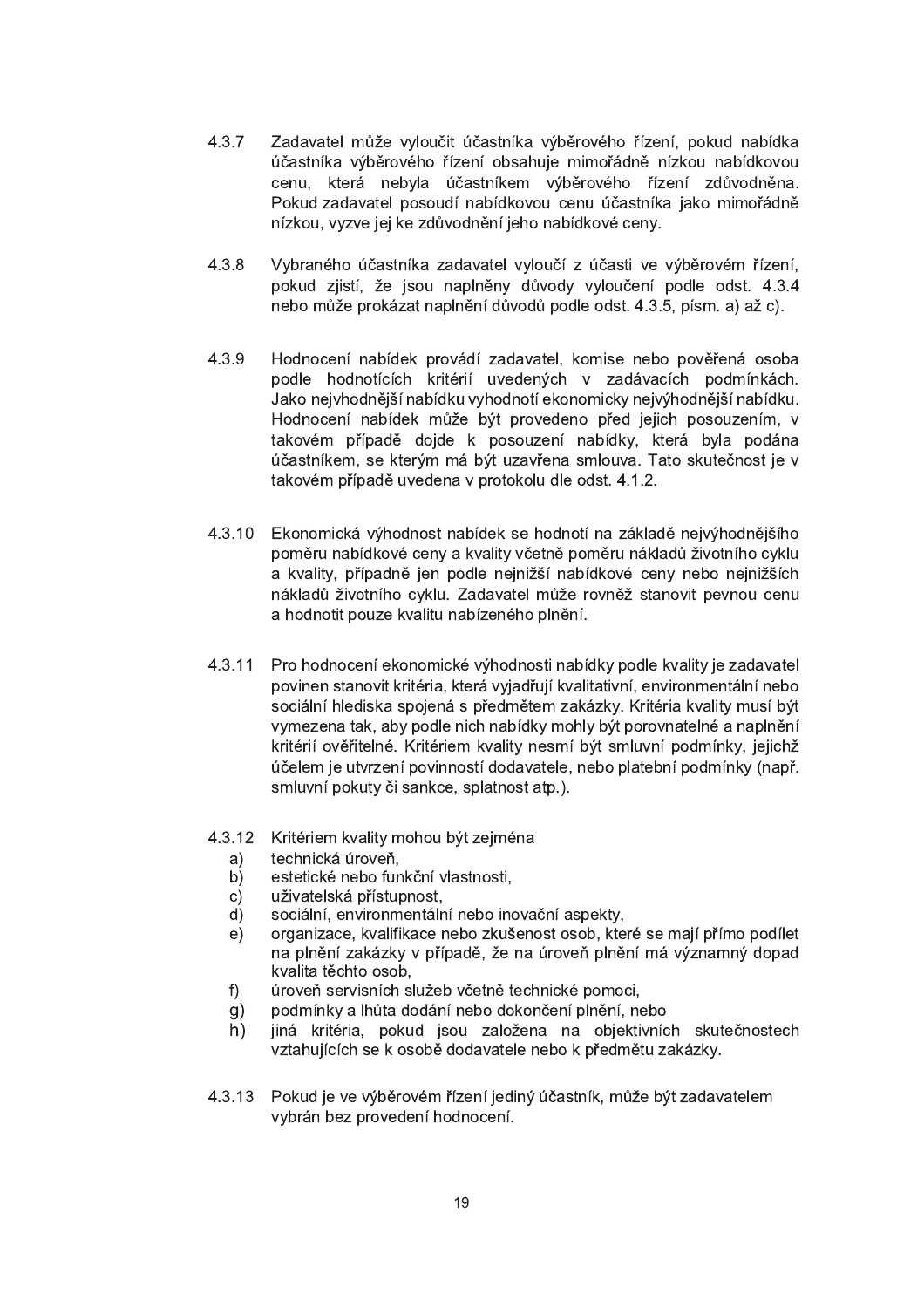4.3.7 Zadavatel může vyloučit účastníka výběrového řízení, pokud nabídka účastníka výběrového řízení obsahuje mimořádně nízkou nabídkovou cenu, která nebyla účastníkem výběrového řízení zdůvodněna. Pokud zadavatel posoudí nabídkovou cenu účastníka jako mimořádně nízkou, vyzve jej ke zdůvodnění jeho nabídkové ceny.

4.3.8 Vybraného účastníka zadavatel vyloučí z účasti ve výběrovém řízení, pokud zjistí, že jsou naplněny důvody vyloučení podle odst. 4.3.4 nebo může prokázat naplnění důvodů podle odst. 4.3.5, písm. a) až c).

4.3.9 Hodnocení nabídek provádí zadavatel, komise nebo pověřená osoba podle hodnotících kritérií uvedených v zadávacích podmínkách. Jako nejvhodnější nabídku vyhodnotí ekonomicky nejvýhodnější nabídku. Hodnocení nabídek může být provedeno před jejich posouzením, v takovém případě dojde k posouzení nabídky, která byla podána účastníkem, se kterým má být uzavřena smlouva. Tato skutečnost je v takovém případě uvedena v protokolu dle odst. 4.1.2.

4.3.10 Ekonomická výhodnost nabídek se hodnotí na základě nejvýhodnějšího poměru nabídkové ceny a kvality včetně poměru nákladů životního cyklu a kvality, případně jen podle nejnižší nabídkové ceny nebo nejnižších nákladů životního cyklu. Zadavatel může rovněž stanovit pevnou cenu a hodnotit pouze kvalitu nabízeného plnění.

4.3.11 Pro hodnocení ekonomické výhodnosti nabídky podle kvality je zadavatel povinen stanovit kritéria, která vyjadřují kvalitativní, environmentální nebo sociální hlediska spojená s předmětem zakázky. Kritéria kvality musí být vymezena tak, aby podle nich nabídky mohly být porovnatelné a naplnění kritérií ověřitelné. Kritériem kvality nesmí být smluvní podmínky, jejichž účelem je utvrzení povinností dodavatele, nebo platební podmínky (např. smluvní pokuty či sankce, splatnost atp.).

4.3.12 Kritériem kvality mohou být zejména

a) technická úroveň,
b) estetické nebo funkční vlastnosti,
c) uživatelská přístupnost,
d) sociální, environmentální nebo inovační aspekty,
e) organizace, kvalifikace nebo zkušenost osob, které se mají přímo podílet na plnění zakázky v případě, že na úroveň plnění má významný dopad kvalita těchto osob,
f) úroveň servisních služeb včetně technické pomoci,
g) podmínky a lhůta dodání nebo dokončení plnění, nebo
h) jiná kritéria, pokud jsou založena na objektivních skutečnostech vztahujících se k osobě dodavatele nebo k předmětu zakázky.

4.3.13 Pokud je ve výběrovém řízení jediný účastník, může být zadavatelem vybrán bez provedení hodnocení.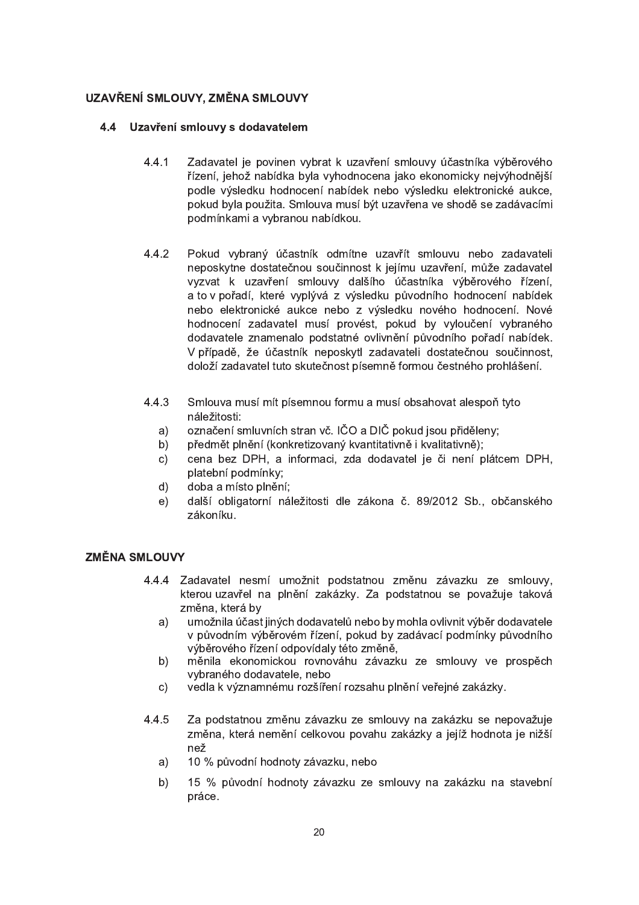## UZAVŘENÍ SMLOUVY, ZMĚNA SMLOUVY

### 4.4 Uzavření smlouvy s dodavatelem

4.4.1 Zadavatel je povinen vybrat k uzavření smlouvy účastníka výběrového řízení, jehož nabídka byla vyhodnocena jako ekonomicky nejvýhodnější podle výsledku hodnocení nabídek nebo výsledku elektronické aukce, pokud byla použita. Smlouva musí být uzavřena ve shodě se zadávacími podmínkami a vybranou nabídkou.

4.4.2 Pokud vybraný účastník odmítne uzavřít smlouvu nebo zadavateli neposkytne dostatečnou součinnost k jejímu uzavření, může zadavatel vyzvat k uzavření smlouvy dalšího účastníka výběrového řízení, a to v pořadí, které vyplývá z výsledku původního hodnocení nabídek nebo elektronické aukce nebo z výsledku nového hodnocení. Nové hodnocení zadavatel musí provést, pokud by vyloučení vybraného dodavatele znamenalo podstatné ovlivnění původního pořadí nabídek. V případě, že účastník neposkytl zadavateli dostatečnou součinnost, doloží zadavatel tuto skutečnost písemně formou čestného prohlášení.

4.4.3 Smlouva musí mít písemnou formu a musí obsahovat alespoň tyto náležitosti:

a) označení smluvních stran vč. IČO a DIČ pokud jsou přiděleny;
b) předmět plnění (konkretizovaný kvantitativně i kvalitativně);
c) cena bez DPH, a informaci, zda dodavatel je či není plátcem DPH, platební podmínky;
d) doba a místo plnění;
e) další obligatorní náležitosti dle zákona č. 89/2012 Sb., občanského zákoníku.

## ZMĚNA SMLOUVY

4.4.4 Zadavatel nesmí umožnit podstatnou změnu závazku ze smlouvy, kterou uzavřel na plnění zakázky. Za podstatnou se považuje taková změna, která by

a) umožnila účast jiných dodavatelů nebo by mohla ovlivnit výběr dodavatele v původním výběrovém řízení, pokud by zadávací podmínky původního výběrového řízení odpovídaly této změně,
b) měnila ekonomickou rovnováhu závazku ze smlouvy ve prospěch vybraného dodavatele, nebo
c) vedla k významnému rozšíření rozsahu plnění veřejné zakázky.

4.4.5 Za podstatnou změnu závazku ze smlouvy na zakázku se nepovažuje změna, která nemění celkovou povahu zakázky a jejíž hodnota je nižší než

a) 10 % původní hodnoty závazku, nebo
b) 15 % původní hodnoty závazku ze smlouvy na zakázku na stavební práce.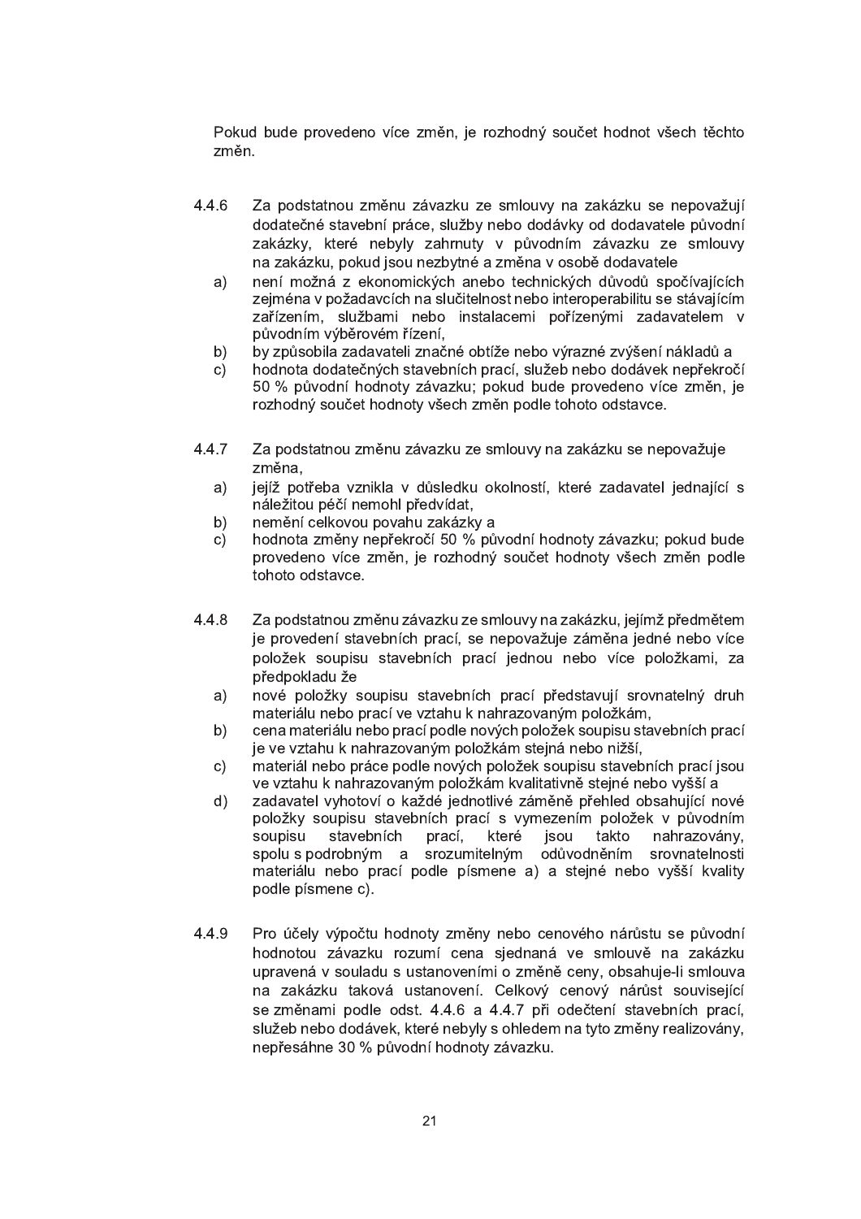Pokud bude provedeno více změn, je rozhodný součet hodnot všech těchto změn.

4.4.6 Za podstatnou změnu závazku ze smlouvy na zakázku se nepovažují dodatečné stavební práce, služby nebo dodávky od dodavatele původní zakázky, které nebyly zahrnuty v původním závazku ze smlouvy na zakázku, pokud jsou nezbytné a změna v osobě dodavatele

a) není možná z ekonomických anebo technických důvodů spočívajících zejména v požadavcích na slučitelnost nebo interoperabilitu se stávajícím zařízením, službami nebo instalacemi pořízenými zadavatelem v původním výběrovém řízení,

b) by způsobila zadavateli značné obtíže nebo výrazné zvýšení nákladů a

c) hodnota dodatečných stavebních prací, služeb nebo dodávek nepřekročí 50 % původní hodnoty závazku; pokud bude provedeno více změn, je rozhodný součet hodnoty všech změn podle tohoto odstavce.

4.4.7 Za podstatnou změnu závazku ze smlouvy na zakázku se nepovažuje změna,

a) jejíž potřeba vznikla v důsledku okolností, které zadavatel jednající s náležitou péčí nemohl předvídat,

b) nemění celkovou povahu zakázky a

c) hodnota změny nepřekročí 50 % původní hodnoty závazku; pokud bude provedeno více změn, je rozhodný součet hodnoty všech změn podle tohoto odstavce.

4.4.8 Za podstatnou změnu závazku ze smlouvy na zakázku, jejímž předmětem je provedení stavebních prací, se nepovažuje záměna jedné nebo více položek soupisu stavebních prací jednou nebo více položkami, za předpokladu že

a) nové položky soupisu stavebních prací představují srovnatelný druh materiálu nebo prací ve vztahu k nahrazovaným položkám,

b) cena materiálu nebo prací podle nových položek soupisu stavebních prací je ve vztahu k nahrazovaným položkám stejná nebo nižší,

c) materiál nebo práce podle nových položek soupisu stavebních prací jsou ve vztahu k nahrazovaným položkám kvalitativně stejné nebo vyšší a

d) zadavatel vyhotoví o každé jednotlivé záměně přehled obsahující nové položky soupisu stavebních prací s vymezením položek v původním soupisu stavebních prací, které jsou takto nahrazovány, spolu s podrobným a srozumitelným odůvodněním srovnatelnosti materiálu nebo prací podle písmene a) a stejné nebo vyšší kvality podle písmene c).

4.4.9 Pro účely výpočtu hodnoty změny nebo cenového nárůstu se původní hodnotou závazku rozumí cena sjednaná ve smlouvě na zakázku upravená v souladu s ustanoveními o změně ceny, obsahuje-li smlouva na zakázku taková ustanovení. Celkový cenový nárůst související se změnami podle odst. 4.4.6 a 4.4.7 při odečtení stavebních prací, služeb nebo dodávek, které nebyly s ohledem na tyto změny realizovány, nepřesáhne 30 % původní hodnoty závazku.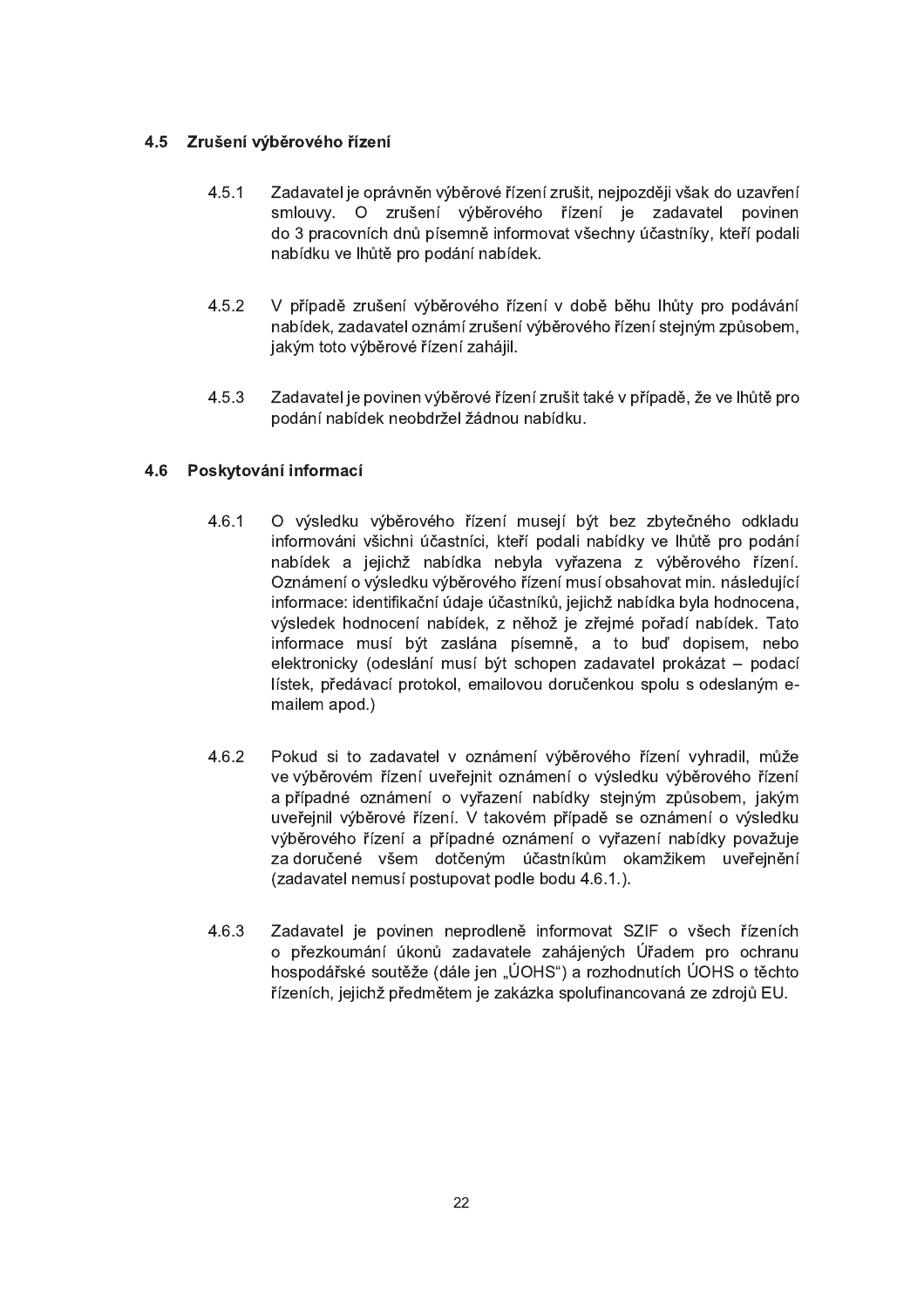## 4.5 Zrušení výběrového řízení

4.5.1 Zadavatel je oprávněn výběrové řízení zrušit, nejpozději však do uzavření smlouvy. O zrušení výběrového řízení je zadavatel povinen do 3 pracovních dnů písemně informovat všechny účastníky, kteří podali nabídku ve lhůtě pro podání nabídek.

4.5.2 V případě zrušení výběrového řízení v době běhu lhůty pro podávání nabídek, zadavatel oznámí zrušení výběrového řízení stejným způsobem, jakým toto výběrové řízení zahájil.

4.5.3 Zadavatel je povinen výběrové řízení zrušit také v případě, že ve lhůtě pro podání nabídek neobdržel žádnou nabídku.

## 4.6 Poskytování informací

4.6.1 O výsledku výběrového řízení musejí být bez zbytečného odkladu informováni všichni účastníci, kteří podali nabídky ve lhůtě pro podání nabídek a jejichž nabídka nebyla vyřazena z výběrového řízení. Oznámení o výsledku výběrového řízení musí obsahovat min. následující informace: identifikační údaje účastníků, jejichž nabídka byla hodnocena, výsledek hodnocení nabídek, z něhož je zřejmé pořadí nabídek. Tato informace musí být zaslána písemně, a to buď dopisem, nebo elektronicky (odeslání musí být schopen zadavatel prokázat – podací lístek, předávací protokol, emailovou doručenkou spolu s odeslaným e-mailem apod.)

4.6.2 Pokud si to zadavatel v oznámení výběrového řízení vyhradil, může ve výběrovém řízení uveřejnit oznámení o výsledku výběrového řízení a případné oznámení o vyřazení nabídky stejným způsobem, jakým uveřejnil výběrové řízení. V takovém případě se oznámení o výsledku výběrového řízení a případné oznámení o vyřazení nabídky považuje za doručené všem dotčeným účastníkům okamžikem uveřejnění (zadavatel nemusí postupovat podle bodu 4.6.1.).

4.6.3 Zadavatel je povinen neprodleně informovat SZIF o všech řízeních o přezkoumání úkonů zadavatele zahájených Úřadem pro ochranu hospodářské soutěže (dále jen „ÚOHS“) a rozhodnutích ÚOHS o těchto řízeních, jejichž předmětem je zakázka spolufinancovaná ze zdrojů EU.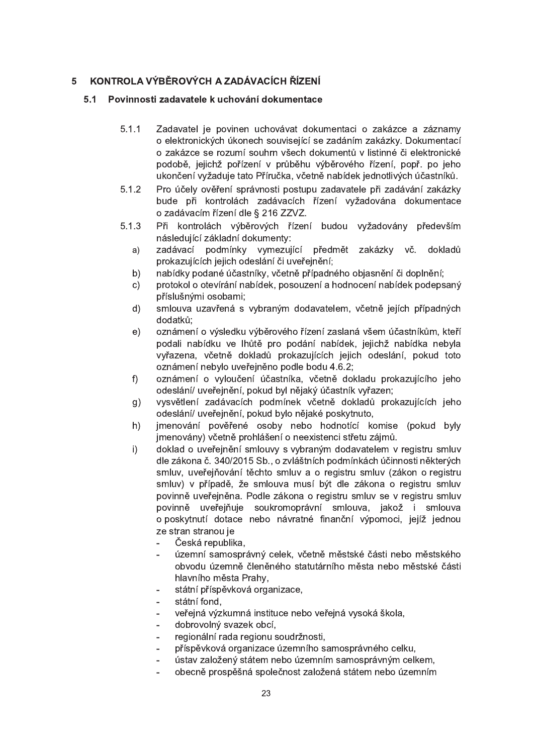# 5 KONTROLA VÝBĚROVÝCH A ZADÁVACÍCH ŘÍZENÍ

## 5.1 Povinnosti zadavatele k uchování dokumentace

5.1.1 Zadavatel je povinen uchovávat dokumentaci o zakázce a záznamy o elektronických úkonech související se zadáním zakázky. Dokumentací o zakázce se rozumí souhrn všech dokumentů v listinné či elektronické podobě, jejichž pořízení v průběhu výběrového řízení, popř. po jeho ukončení vyžaduje tato Příručka, včetně nabídek jednotlivých účastníků.

5.1.2 Pro účely ověření správnosti postupu zadavatele při zadávání zakázky bude při kontrolách zadávacích řízení vyžadována dokumentace o zadávacím řízení dle § 216 ZZVZ.

5.1.3 Při kontrolách výběrových řízení budou vyžadovány především následující základní dokumenty:

a) zadávací podmínky vymezující předmět zakázky vč. dokladů prokazujících jejich odeslání či uveřejnění;

b) nabídky podané účastníky, včetně případného objasnění či doplnění;

c) protokol o otevírání nabídek, posouzení a hodnocení nabídek podepsaný příslušnými osobami;

d) smlouva uzavřená s vybraným dodavatelem, včetně jejích případných dodatků;

e) oznámení o výsledku výběrového řízení zaslaná všem účastníkům, kteří podali nabídku ve lhůtě pro podání nabídek, jejichž nabídka nebyla vyřazena, včetně dokladů prokazujících jejich odeslání, pokud toto oznámení nebylo uveřejněno podle bodu 4.6.2;

f) oznámení o vyloučení účastníka, včetně dokladu prokazujícího jeho odeslání/ uveřejnění, pokud byl nějaký účastník vyřazen;

g) vysvětlení zadávacích podmínek včetně dokladů prokazujících jeho odeslání/ uveřejnění, pokud bylo nějaké poskytnuto,

h) jmenování pověřené osoby nebo hodnotící komise (pokud byly jmenovány) včetně prohlášení o neexistenci střetu zájmů.

i) doklad o uveřejnění smlouvy s vybraným dodavatelem v registru smluv dle zákona č. 340/2015 Sb., o zvláštních podmínkách účinnosti některých smluv, uveřejňování těchto smluv a o registru smluv (zákon o registru smluv) v případě, že smlouva musí být dle zákona o registru smluv povinně uveřejněna. Podle zákona o registru smluv se v registru smluv povinně uveřejňuje soukromoprávní smlouva, jakož i smlouva o poskytnutí dotace nebo návratné finanční výpomoci, jejíž jednou ze stran stranou je

- Česká republika,
- územní samosprávný celek, včetně městské části nebo městského obvodu územně členěného statutárního města nebo městské části hlavního města Prahy,
- státní příspěvková organizace,
- státní fond,
- veřejná výzkumná instituce nebo veřejná vysoká škola,
- dobrovolný svazek obcí,
- regionální rada regionu soudržnosti,
- příspěvková organizace územního samosprávného celku,
- ústav založený státem nebo územním samosprávným celkem,
- obecně prospěšná společnost založená státem nebo územním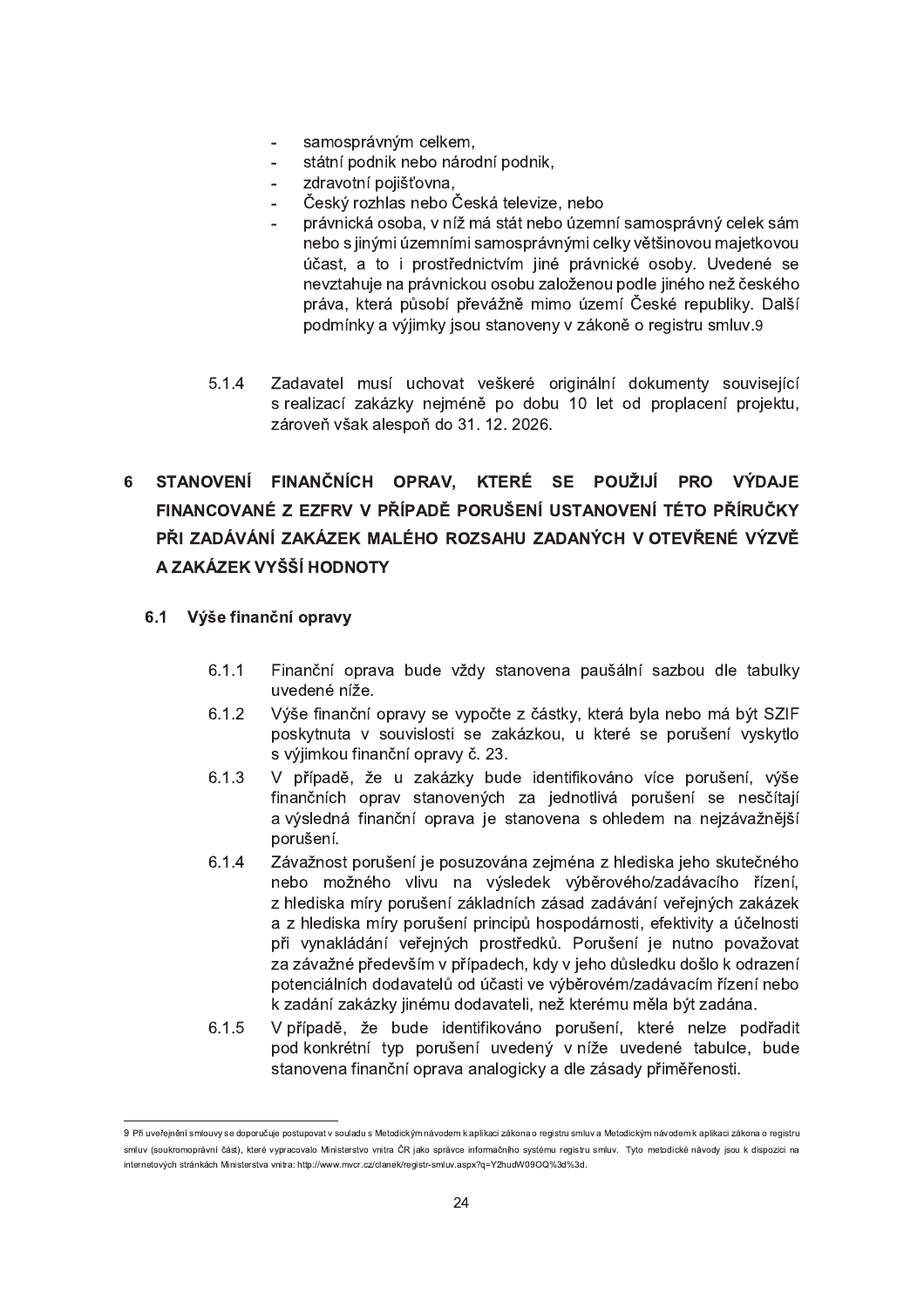- samosprávným celkem,
- státní podnik nebo národní podnik,
- zdravotní pojišťovna,
- Český rozhlas nebo Česká televize, nebo
- právnická osoba, v níž má stát nebo územní samosprávný celek sám nebo s jinými územními samosprávnými celky většinovou majetkovou účast, a to i prostřednictvím jiné právnické osoby. Uvedené se nevztahuje na právnickou osobu založenou podle jiného než českého práva, která působí převážně mimo území České republiky. Další podmínky a výjimky jsou stanoveny v zákoně o registru smluv.[9]

5.1.4 Zadavatel musí uchovat veškeré originální dokumenty související s realizací zakázky nejméně po dobu 10 let od proplacení projektu, zároveň však alespoň do 31. 12. 2026.

# 6 STANOVENÍ FINANČNÍCH OPRAV, KTERÉ SE POUŽIJÍ PRO VÝDAJE FINANCOVANÉ Z EZFRV V PŘÍPADĚ PORUŠENÍ USTANOVENÍ TÉTO PŘÍRUČKY PŘI ZADÁVÁNÍ ZAKÁZEK MALÉHO ROZSAHU ZADANÝCH V OTEVŘENÉ VÝZVĚ A ZAKÁZEK VYŠŠÍ HODNOTY

## 6.1 Výše finanční opravy

6.1.1 Finanční oprava bude vždy stanovena paušální sazbou dle tabulky uvedené níže.

6.1.2 Výše finanční opravy se vypočte z částky, která byla nebo má být SZIF poskytnuta v souvislosti se zakázkou, u které se porušení vyskytlo s výjimkou finanční opravy č. 23.

6.1.3 V případě, že u zakázky bude identifikováno více porušení, výše finančních oprav stanovených za jednotlivá porušení se nesčítají a výsledná finanční oprava je stanovena s ohledem na nejzávažnější porušení.

6.1.4 Závažnost porušení je posuzována zejména z hlediska jeho skutečného nebo možného vlivu na výsledek výběrového/zadávacího řízení, z hlediska míry porušení základních zásad zadávání veřejných zakázek a z hlediska míry porušení principů hospodárnosti, efektivity a účelnosti při vynakládání veřejných prostředků. Porušení je nutno považovat za závažné především v případech, kdy v jeho důsledku došlo k odrazení potenciálních dodavatelů od účasti ve výběrovém/zadávacím řízení nebo k zadání zakázky jinému dodavateli, než kterému měla být zadána.

6.1.5 V případě, že bude identifikováno porušení, které nelze podřadit pod konkrétní typ porušení uvedený v níže uvedené tabulce, bude stanovena finanční oprava analogicky a dle zásady přiměřenosti.

---

[9] Při uveřejnění smlouvy se doporučuje postupovat v souladu s Metodickým návodem k aplikaci zákona o registru smluv a Metodickým návodem k aplikaci zákona o registru smluv (soukromoprávní část), které vypracovalo Ministerstvo vnitra ČR jako správce informačního systému registru smluv. Tyto metodické návody jsou k dispozici na internetových stránkách Ministerstva vnitra: http://www.mvcr.cz/clanek/registr-smluv.aspx?q=Y2hudW09OQ%3d%3d.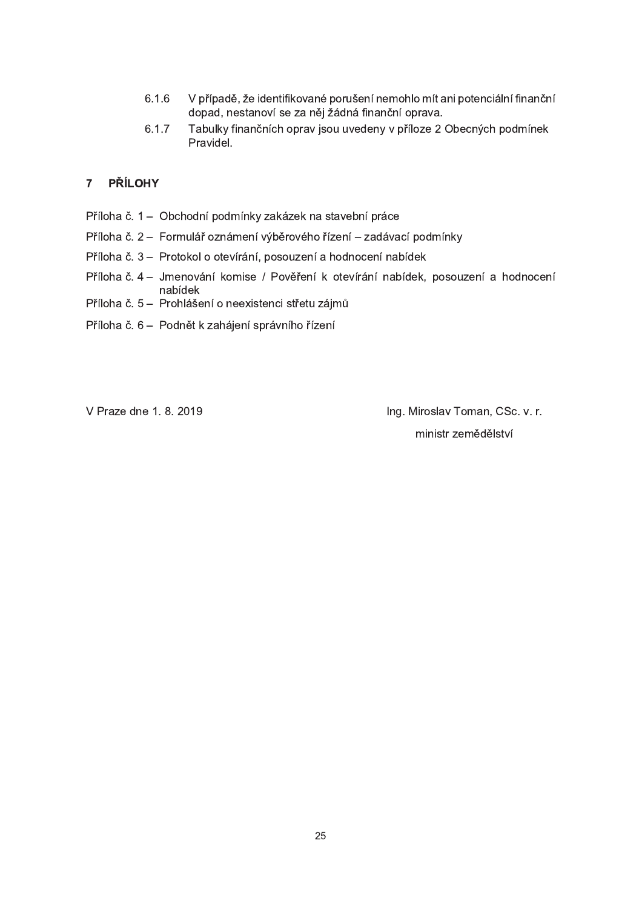6.1.6 V případě, že identifikované porušení nemohlo mít ani potenciální finanční dopad, nestanoví se za něj žádná finanční oprava.

6.1.7 Tabulky finančních oprav jsou uvedeny v příloze 2 Obecných podmínek Pravidel.

## 7 PŘÍLOHY

Příloha č. 1 – Obchodní podmínky zakázek na stavební práce

Příloha č. 2 – Formulář oznámení výběrového řízení – zadávací podmínky

Příloha č. 3 – Protokol o otevírání, posouzení a hodnocení nabídek

Příloha č. 4 – Jmenování komise / Pověření k otevírání nabídek, posouzení a hodnocení nabídek

Příloha č. 5 – Prohlášení o neexistenci střetu zájmů

Příloha č. 6 – Podnět k zahájení správního řízení

V Praze dne 1. 8. 2019

Ing. Miroslav Toman, CSc. v. r.

ministr zemědělství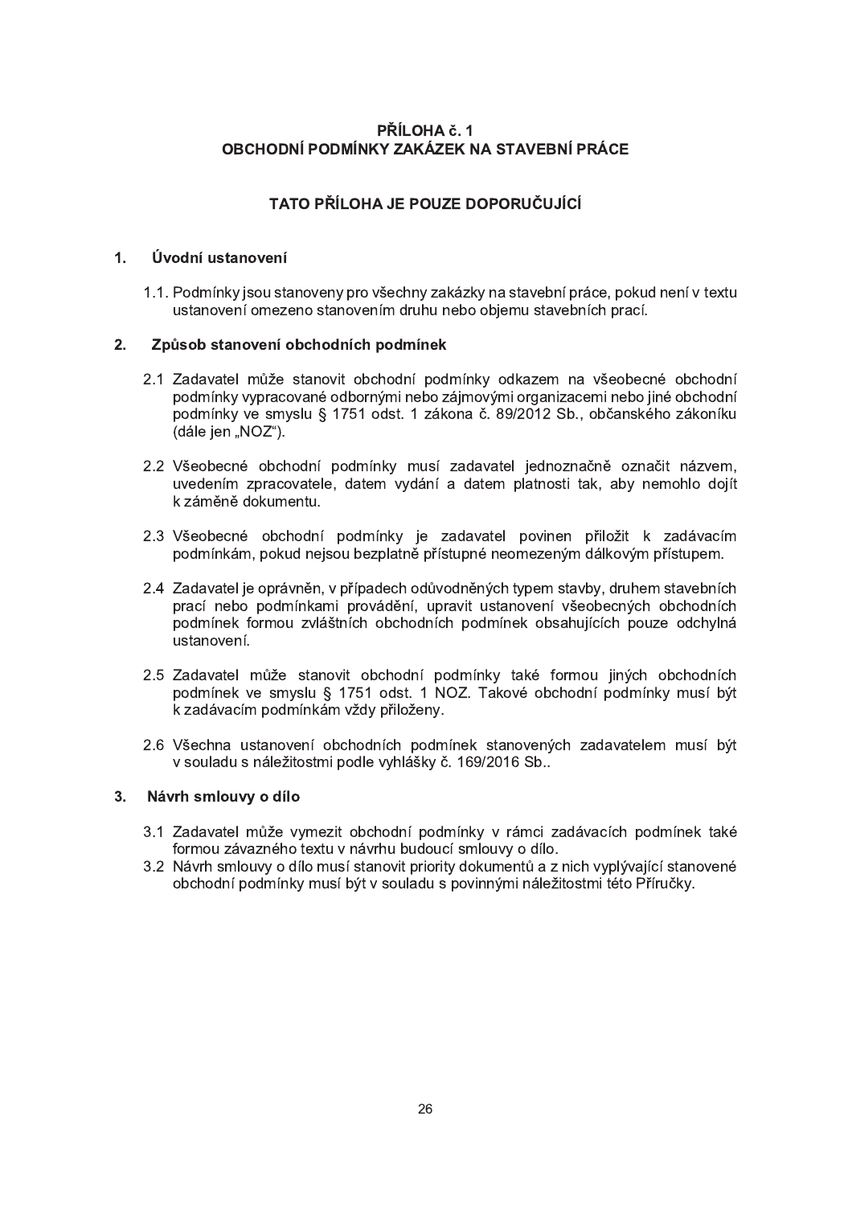# PŘÍLOHA č. 1
# OBCHODNÍ PODMÍNKY ZAKÁZEK NA STAVEBNÍ PRÁCE

## TATO PŘÍLOHA JE POUZE DOPORUČUJÍCÍ

### 1. Úvodní ustanovení

1.1. Podmínky jsou stanoveny pro všechny zakázky na stavební práce, pokud není v textu ustanovení omezeno stanovením druhu nebo objemu stavebních prací.

### 2. Způsob stanovení obchodních podmínek

2.1 Zadavatel může stanovit obchodní podmínky odkazem na všeobecné obchodní podmínky vypracované odbornými nebo zájmovými organizacemi nebo jiné obchodní podmínky ve smyslu § 1751 odst. 1 zákona č. 89/2012 Sb., občanského zákoníku (dále jen „NOZ").

2.2 Všeobecné obchodní podmínky musí zadavatel jednoznačně označit názvem, uvedením zpracovatele, datem vydání a datem platnosti tak, aby nemohlo dojít k záměně dokumentu.

2.3 Všeobecné obchodní podmínky je zadavatel povinen přiložit k zadávacím podmínkám, pokud nejsou bezplatně přístupné neomezeným dálkovým přístupem.

2.4 Zadavatel je oprávněn, v případech odůvodněných typem stavby, druhem stavebních prací nebo podmínkami provádění, upravit ustanovení všeobecných obchodních podmínek formou zvláštních obchodních podmínek obsahujících pouze odchylná ustanovení.

2.5 Zadavatel může stanovit obchodní podmínky také formou jiných obchodních podmínek ve smyslu § 1751 odst. 1 NOZ. Takové obchodní podmínky musí být k zadávacím podmínkám vždy přiloženy.

2.6 Všechna ustanovení obchodních podmínek stanovených zadavatelem musí být v souladu s náležitostmi podle vyhlášky č. 169/2016 Sb..

### 3. Návrh smlouvy o dílo

3.1 Zadavatel může vymezit obchodní podmínky v rámci zadávacích podmínek také formou závazného textu v návrhu budoucí smlouvy o dílo.

3.2 Návrh smlouvy o dílo musí stanovit priority dokumentů a z nich vyplývající stanovené obchodní podmínky musí být v souladu s povinnými náležitostmi této Příručky.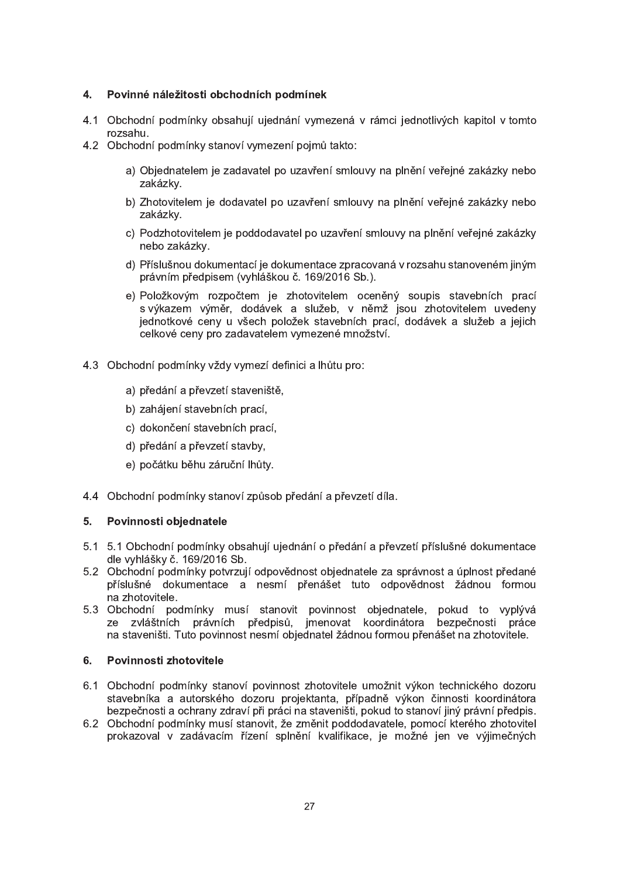## 4. Povinné náležitosti obchodních podmínek

4.1 Obchodní podmínky obsahují ujednání vymezená v rámci jednotlivých kapitol v tomto rozsahu.

4.2 Obchodní podmínky stanoví vymezení pojmů takto:

a) Objednatelem je zadavatel po uzavření smlouvy na plnění veřejné zakázky nebo zakázky.

b) Zhotovitelem je dodavatel po uzavření smlouvy na plnění veřejné zakázky nebo zakázky.

c) Podzhotovitelem je poddodavatel po uzavření smlouvy na plnění veřejné zakázky nebo zakázky.

d) Příslušnou dokumentací je dokumentace zpracovaná v rozsahu stanoveném jiným právním předpisem (vyhláškou č. 169/2016 Sb.).

e) Položkovým rozpočtem je zhotovitelem oceněný soupis stavebních prací s výkazem výměr, dodávek a služeb, v němž jsou zhotovitelem uvedeny jednotkové ceny u všech položek stavebních prací, dodávek a služeb a jejich celkové ceny pro zadavatelem vymezené množství.

4.3 Obchodní podmínky vždy vymezí definici a lhůtu pro:

a) předání a převzetí staveniště,

b) zahájení stavebních prací,

c) dokončení stavebních prací,

d) předání a převzetí stavby,

e) počátku běhu záruční lhůty.

4.4 Obchodní podmínky stanoví způsob předání a převzetí díla.

## 5. Povinnosti objednatele

5.1 5.1 Obchodní podmínky obsahují ujednání o předání a převzetí příslušné dokumentace dle vyhlášky č. 169/2016 Sb.

5.2 Obchodní podmínky potvrzují odpovědnost objednatele za správnost a úplnost předané příslušné dokumentace a nesmí přenášet tuto odpovědnost žádnou formou na zhotovitele.

5.3 Obchodní podmínky musí stanovit povinnost objednatele, pokud to vyplývá ze zvláštních právních předpisů, jmenovat koordinátora bezpečnosti práce na staveništi. Tuto povinnost nesmí objednatel žádnou formou přenášet na zhotovitele.

## 6. Povinnosti zhotovitele

6.1 Obchodní podmínky stanoví povinnost zhotovitele umožnit výkon technického dozoru stavebníka a autorského dozoru projektanta, případně výkon činnosti koordinátora bezpečnosti a ochrany zdraví při práci na staveništi, pokud to stanoví jiný právní předpis.

6.2 Obchodní podmínky musí stanovit, že změnit poddodavatele, pomocí kterého zhotovitel prokazoval v zadávacím řízení splnění kvalifikace, je možné jen ve výjimečných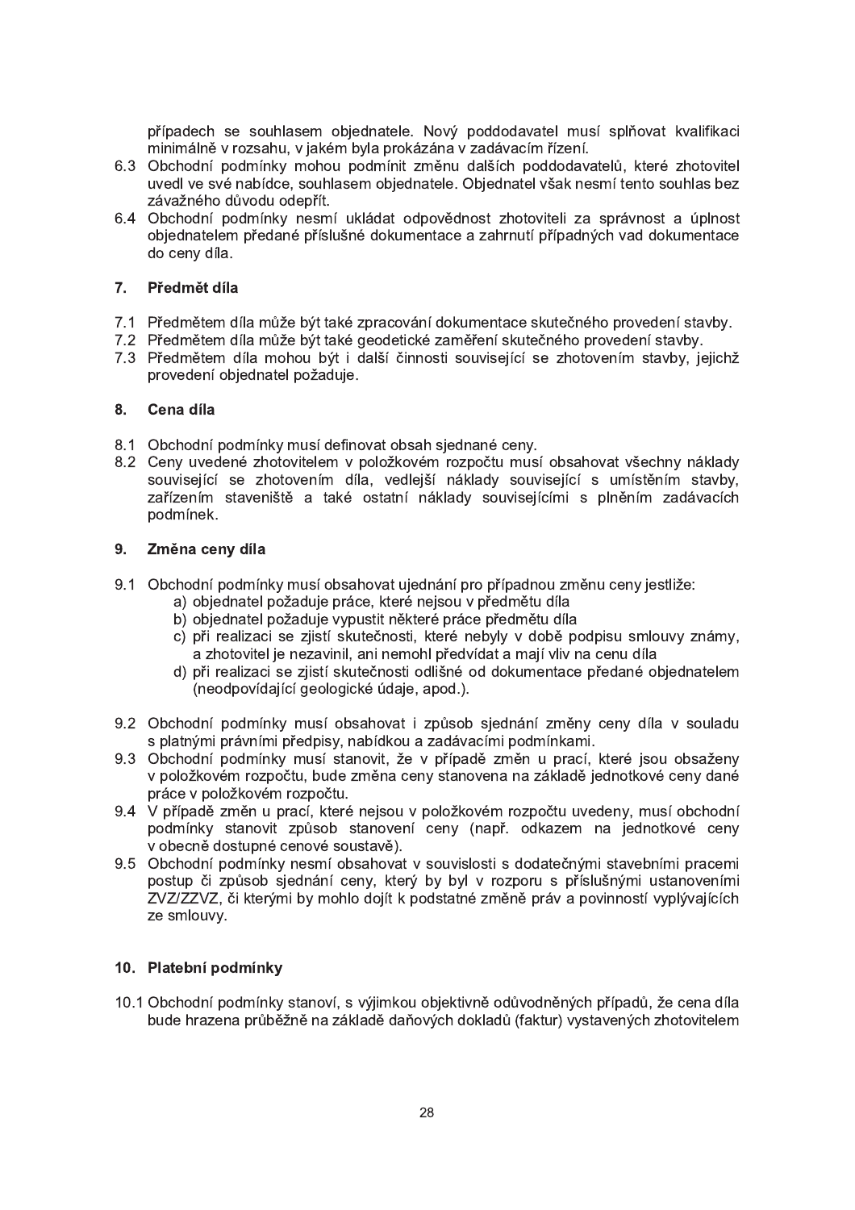případech se souhlasem objednatele. Nový poddodavatel musí splňovat kvalifikaci minimálně v rozsahu, v jakém byla prokázána v zadávacím řízení.

6.3 Obchodní podmínky mohou podmínit změnu dalších poddodavatelů, které zhotovitel uvedl ve své nabídce, souhlasem objednatele. Objednatel však nesmí tento souhlas bez závažného důvodu odepřít.

6.4 Obchodní podmínky nesmí ukládat odpovědnost zhotoviteli za správnost a úplnost objednatelem předané příslušné dokumentace a zahrnutí případných vad dokumentace do ceny díla.

## 7. Předmět díla

7.1 Předmětem díla může být také zpracování dokumentace skutečného provedení stavby.

7.2 Předmětem díla může být také geodetické zaměření skutečného provedení stavby.

7.3 Předmětem díla mohou být i další činnosti související se zhotovením stavby, jejichž provedení objednatel požaduje.

## 8. Cena díla

8.1 Obchodní podmínky musí definovat obsah sjednané ceny.

8.2 Ceny uvedené zhotovitelem v položkovém rozpočtu musí obsahovat všechny náklady související se zhotovením díla, vedlejší náklady související s umístěním stavby, zařízením staveniště a také ostatní náklady souvisejícími s plněním zadávacích podmínek.

## 9. Změna ceny díla

9.1 Obchodní podmínky musí obsahovat ujednání pro případnou změnu ceny jestliže:

a) objednatel požaduje práce, které nejsou v předmětu díla
b) objednatel požaduje vypustit některé práce předmětu díla
c) při realizaci se zjistí skutečnosti, které nebyly v době podpisu smlouvy známy, a zhotovitel je nezavinil, ani nemohl předvídat a mají vliv na cenu díla
d) při realizaci se zjistí skutečnosti odlišné od dokumentace předané objednatelem (neodpovídající geologické údaje, apod.).

9.2 Obchodní podmínky musí obsahovat i způsob sjednání změny ceny díla v souladu s platnými právními předpisy, nabídkou a zadávacími podmínkami.

9.3 Obchodní podmínky musí stanovit, že v případě změn u prací, které jsou obsaženy v položkovém rozpočtu, bude změna ceny stanovena na základě jednotkové ceny dané práce v položkovém rozpočtu.

9.4 V případě změn u prací, které nejsou v položkovém rozpočtu uvedeny, musí obchodní podmínky stanovit způsob stanovení ceny (např. odkazem na jednotkové ceny v obecně dostupné cenové soustavě).

9.5 Obchodní podmínky nesmí obsahovat v souvislosti s dodatečnými stavebními pracemi postup či způsob sjednání ceny, který by byl v rozporu s příslušnými ustanoveními ZVZ/ZZVZ, či kterými by mohlo dojít k podstatné změně práv a povinností vyplývajících ze smlouvy.

## 10. Platební podmínky

10.1 Obchodní podmínky stanoví, s výjimkou objektivně odůvodněných případů, že cena díla bude hrazena průběžně na základě daňových dokladů (faktur) vystavených zhotovitelem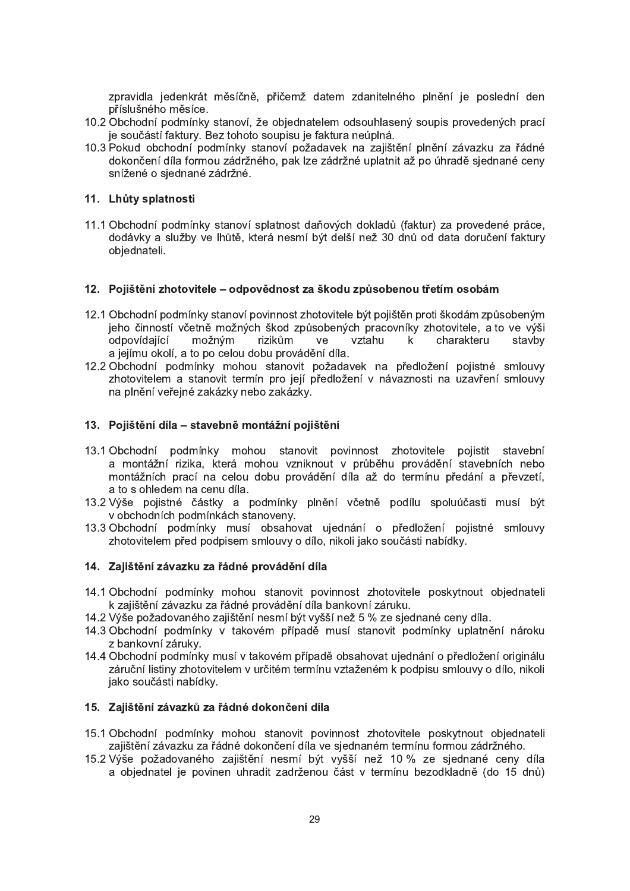zpravidla jedenkrát měsíčně, přičemž datem zdanitelného plnění je poslední den příslušného měsíce.

10.2 Obchodní podmínky stanoví, že objednatelem odsouhlasený soupis provedených prací je součástí faktury. Bez tohoto soupisu je faktura neúplná.

10.3 Pokud obchodní podmínky stanoví požadavek na zajištění plnění závazku za řádné dokončení díla formou zádržného, pak lze zádržné uplatnit až po úhradě sjednané ceny snížené o sjednané zádržné.

## 11. Lhůty splatnosti

11.1 Obchodní podmínky stanoví splatnost daňových dokladů (faktur) za provedené práce, dodávky a služby ve lhůtě, která nesmí být delší než 30 dnů od data doručení faktury objednateli.

## 12. Pojištění zhotovitele – odpovědnost za škodu způsobenou třetím osobám

12.1 Obchodní podmínky stanoví povinnost zhotovitele být pojištěn proti škodám způsobeným jeho činností včetně možných škod způsobených pracovníky zhotovitele, a to ve výši odpovídající možným rizikům ve vztahu k charakteru stavby a jejímu okolí, a to po celou dobu provádění díla.

12.2 Obchodní podmínky mohou stanovit požadavek na předložení pojistné smlouvy zhotovitelem a stanovit termín pro její předložení v návaznosti na uzavření smlouvy na plnění veřejné zakázky nebo zakázky.

## 13. Pojištění díla – stavebně montážní pojištění

13.1 Obchodní podmínky mohou stanovit povinnost zhotovitele pojistit stavební a montážní rizika, která mohou vzniknout v průběhu provádění stavebních nebo montážních prací na celou dobu provádění díla až do termínu předání a převzetí, a to s ohledem na cenu díla.

13.2 Výše pojistné částky a podmínky plnění včetně podílu spoluúčasti musí být v obchodních podmínkách stanoveny.

13.3 Obchodní podmínky musí obsahovat ujednání o předložení pojistné smlouvy zhotovitelem před podpisem smlouvy o dílo, nikoli jako součásti nabídky.

## 14. Zajištění závazku za řádné provádění díla

14.1 Obchodní podmínky mohou stanovit povinnost zhotovitele poskytnout objednateli k zajištění závazku za řádné provádění díla bankovní záruku.

14.2 Výše požadovaného zajištění nesmí být vyšší než 5 % ze sjednané ceny díla.

14.3 Obchodní podmínky v takovém případě musí stanovit podmínky uplatnění nároku z bankovní záruky.

14.4 Obchodní podmínky musí v takovém případě obsahovat ujednání o předložení originálu záruční listiny zhotovitelem v určitém termínu vztaženém k podpisu smlouvy o dílo, nikoli jako součásti nabídky.

## 15. Zajištění závazků za řádné dokončení díla

15.1 Obchodní podmínky mohou stanovit povinnost zhotovitele poskytnout objednateli zajištění závazku za řádné dokončení díla ve sjednaném termínu formou zádržného.

15.2 Výše požadovaného zajištění nesmí být vyšší než 10 % ze sjednané ceny díla a objednatel je povinen uhradit zadrženou část v termínu bezodkladně (do 15 dnů)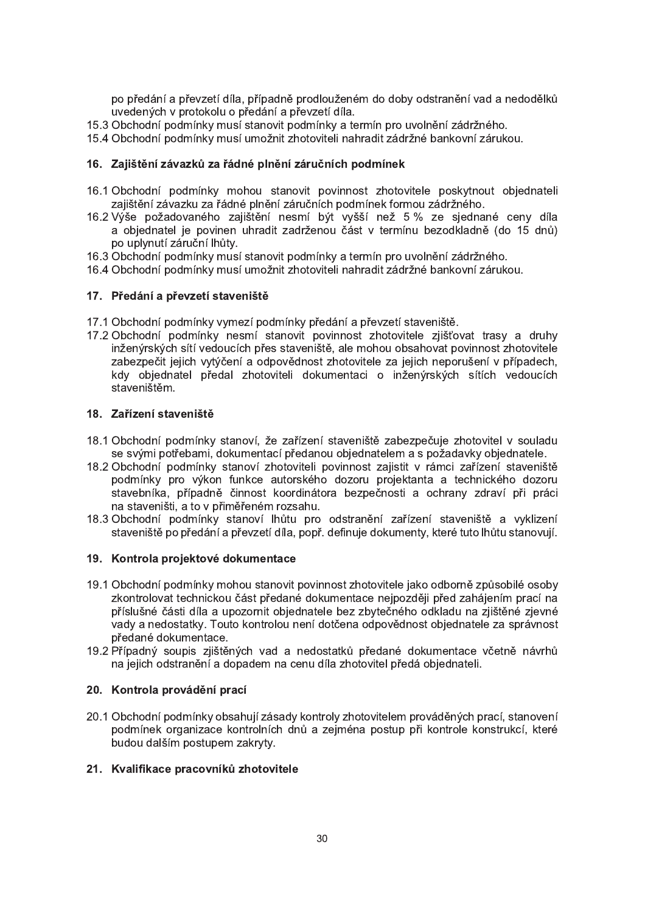po předání a převzetí díla, případně prodlouženém do doby odstranění vad a nedodělků uvedených v protokolu o předání a převzetí díla.

15.3 Obchodní podmínky musí stanovit podmínky a termín pro uvolnění zádržného.

15.4 Obchodní podmínky musí umožnit zhotoviteli nahradit zádržné bankovní zárukou.

## 16. Zajištění závazků za řádné plnění záručních podmínek

16.1 Obchodní podmínky mohou stanovit povinnost zhotovitele poskytnout objednateli zajištění závazku za řádné plnění záručních podmínek formou zádržného.

16.2 Výše požadovaného zajištění nesmí být vyšší než 5 % ze sjednané ceny díla a objednatel je povinen uhradit zadrženou část v termínu bezodkladně (do 15 dnů) po uplynutí záruční lhůty.

16.3 Obchodní podmínky musí stanovit podmínky a termín pro uvolnění zádržného.

16.4 Obchodní podmínky musí umožnit zhotoviteli nahradit zádržné bankovní zárukou.

## 17. Předání a převzetí staveniště

17.1 Obchodní podmínky vymezí podmínky předání a převzetí staveniště.

17.2 Obchodní podmínky nesmí stanovit povinnost zhotovitele zjišťovat trasy a druhy inženýrských sítí vedoucích přes staveniště, ale mohou obsahovat povinnost zhotovitele zabezpečit jejich vytýčení a odpovědnost zhotovitele za jejich neporušení v případech, kdy objednatel předal zhotoviteli dokumentaci o inženýrských sítích vedoucích staveništěm.

## 18. Zařízení staveniště

18.1 Obchodní podmínky stanoví, že zařízení staveniště zabezpečuje zhotovitel v souladu se svými potřebami, dokumentací předanou objednatelem a s požadavky objednatele.

18.2 Obchodní podmínky stanoví zhotoviteli povinnost zajistit v rámci zařízení staveniště podmínky pro výkon funkce autorského dozoru projektanta a technického dozoru stavebníka, případně činnost koordinátora bezpečnosti a ochrany zdraví při práci na staveništi, a to v přiměřeném rozsahu.

18.3 Obchodní podmínky stanoví lhůtu pro odstranění zařízení staveniště a vyklizení staveniště po předání a převzetí díla, popř. definuje dokumenty, které tuto lhůtu stanovují.

## 19. Kontrola projektové dokumentace

19.1 Obchodní podmínky mohou stanovit povinnost zhotovitele jako odborně způsobilé osoby zkontrolovat technickou část předané dokumentace nejpozději před zahájením prací na příslušné části díla a upozornit objednatele bez zbytečného odkladu na zjištěné zjevné vady a nedostatky. Touto kontrolou není dotčena odpovědnost objednatele za správnost předané dokumentace.

19.2 Případný soupis zjištěných vad a nedostatků předané dokumentace včetně návrhů na jejich odstranění a dopadem na cenu díla zhotovitel předá objednateli.

## 20. Kontrola provádění prací

20.1 Obchodní podmínky obsahují zásady kontroly zhotovitelem prováděných prací, stanovení podmínek organizace kontrolních dnů a zejména postup při kontrole konstrukcí, které budou dalším postupem zakryty.

## 21. Kvalifikace pracovníků zhotovitele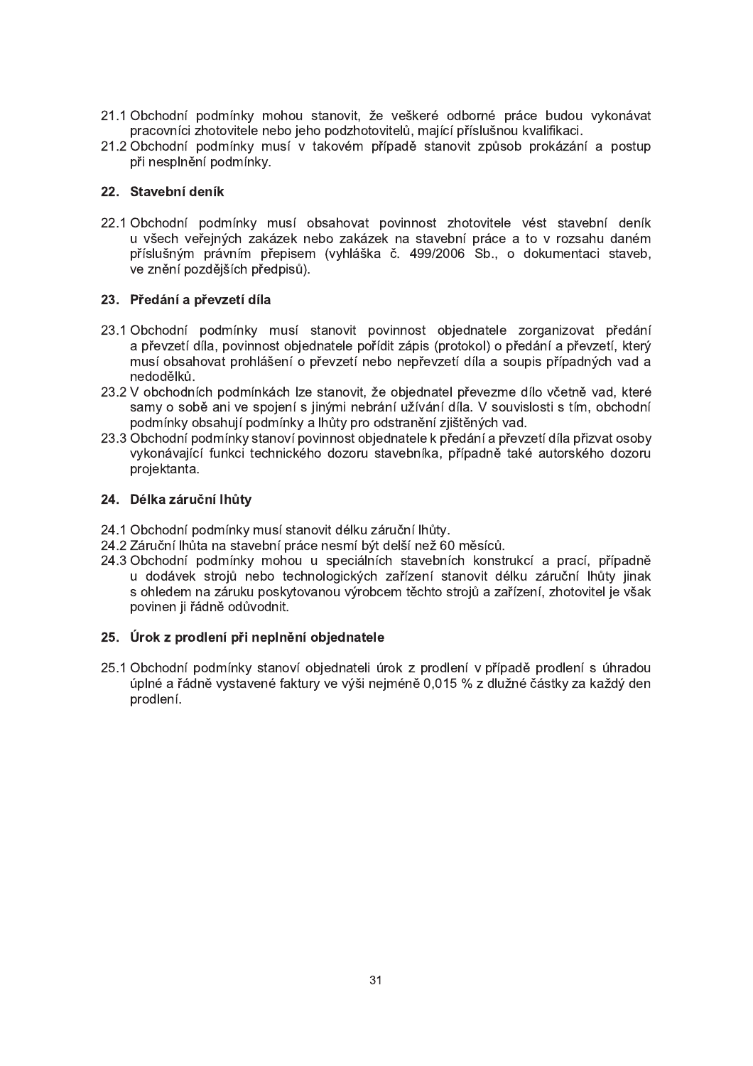21.1 Obchodní podmínky mohou stanovit, že veškeré odborné práce budou vykonávat pracovníci zhotovitele nebo jeho podzhotovitelů, mající příslušnou kvalifikaci.

21.2 Obchodní podmínky musí v takovém případě stanovit způsob prokázání a postup při nesplnění podmínky.

## 22. Stavební deník

22.1 Obchodní podmínky musí obsahovat povinnost zhotovitele vést stavební deník u všech veřejných zakázek nebo zakázek na stavební práce a to v rozsahu daném příslušným právním přepisem (vyhláška č. 499/2006 Sb., o dokumentaci staveb, ve znění pozdějších předpisů).

## 23. Předání a převzetí díla

23.1 Obchodní podmínky musí stanovit povinnost objednatele zorganizovat předání a převzetí díla, povinnost objednatele pořídit zápis (protokol) o předání a převzetí, který musí obsahovat prohlášení o převzetí nebo nepřevzetí díla a soupis případných vad a nedodělků.

23.2 V obchodních podmínkách lze stanovit, že objednatel převezme dílo včetně vad, které samy o sobě ani ve spojení s jinými nebrání užívání díla. V souvislosti s tím, obchodní podmínky obsahují podmínky a lhůty pro odstranění zjištěných vad.

23.3 Obchodní podmínky stanoví povinnost objednatele k předání a převzetí díla přizvat osoby vykonávající funkci technického dozoru stavebníka, případně také autorského dozoru projektanta.

## 24. Délka záruční lhůty

24.1 Obchodní podmínky musí stanovit délku záruční lhůty.

24.2 Záruční lhůta na stavební práce nesmí být delší než 60 měsíců.

24.3 Obchodní podmínky mohou u speciálních stavebních konstrukcí a prací, případně u dodávek strojů nebo technologických zařízení stanovit délku záruční lhůty jinak s ohledem na záruku poskytovanou výrobcem těchto strojů a zařízení, zhotovitel je však povinen ji řádně odůvodnit.

## 25. Úrok z prodlení při neplnění objednatele

25.1 Obchodní podmínky stanoví objednateli úrok z prodlení v případě prodlení s úhradou úplné a řádně vystavené faktury ve výši nejméně 0,015 % z dlužné částky za každý den prodlení.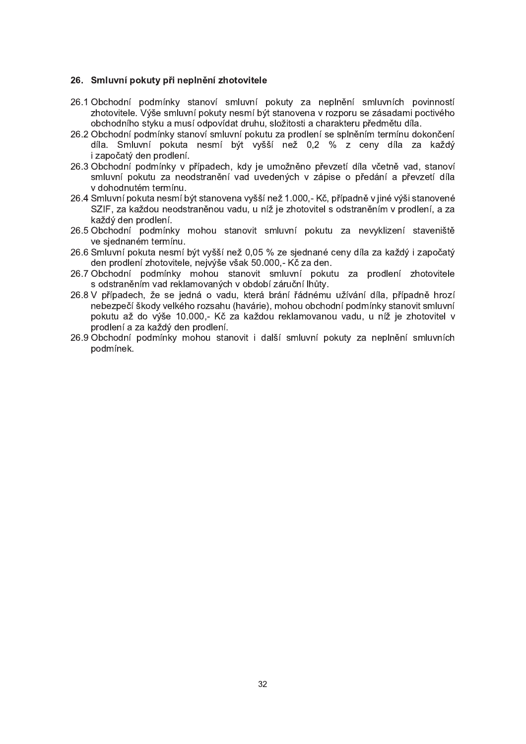## 26. Smluvní pokuty při neplnění zhotovitele

26.1 Obchodní podmínky stanoví smluvní pokuty za neplnění smluvních povinností zhotovitele. Výše smluvní pokuty nesmí být stanovena v rozporu se zásadami poctivého obchodního styku a musí odpovídat druhu, složitosti a charakteru předmětu díla.

26.2 Obchodní podmínky stanoví smluvní pokutu za prodlení se splněním termínu dokončení díla. Smluvní pokuta nesmí být vyšší než 0,2 % z ceny díla za každý i započatý den prodlení.

26.3 Obchodní podmínky v případech, kdy je umožněno převzetí díla včetně vad, stanoví smluvní pokutu za neodstranění vad uvedených v zápise o předání a převzetí díla v dohodnutém termínu.

26.4 Smluvní pokuta nesmí být stanovena vyšší než 1.000,- Kč, případně v jiné výši stanovené SZIF, za každou neodstraněnou vadu, u níž je zhotovitel s odstraněním v prodlení, a za každý den prodlení.

26.5 Obchodní podmínky mohou stanovit smluvní pokutu za nevyklizení staveniště ve sjednaném termínu.

26.6 Smluvní pokuta nesmí být vyšší než 0,05 % ze sjednané ceny díla za každý i započatý den prodlení zhotovitele, nejvýše však 50.000,- Kč za den.

26.7 Obchodní podmínky mohou stanovit smluvní pokutu za prodlení zhotovitele s odstraněním vad reklamovaných v období záruční lhůty.

26.8 V případech, že se jedná o vadu, která brání řádnému užívání díla, případně hrozí nebezpečí škody velkého rozsahu (havárie), mohou obchodní podmínky stanovit smluvní pokutu až do výše 10.000,- Kč za každou reklamovanou vadu, u níž je zhotovitel v prodlení a za každý den prodlení.

26.9 Obchodní podmínky mohou stanovit i další smluvní pokuty za neplnění smluvních podmínek.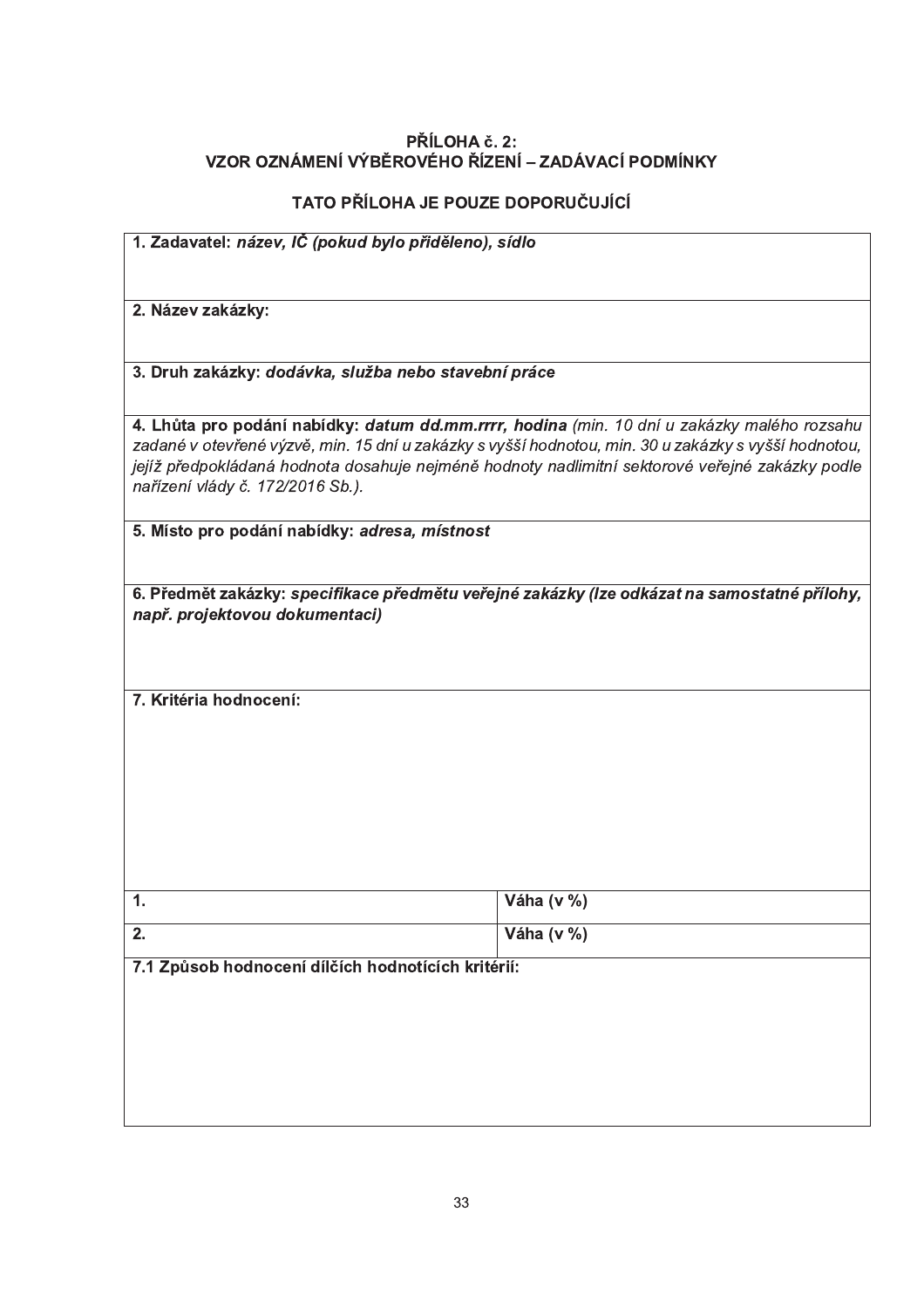**PŘÍLOHA č. 2:**
**VZOR OZNÁMENÍ VÝBĚROVÉHO ŘÍZENÍ – ZADÁVACÍ PODMÍNKY**

**TATO PŘÍLOHA JE POUZE DOPORUČUJÍCÍ**

| **1. Zadavatel:** ***název, IČ (pokud bylo přiděleno), sídlo*** | |
|---|---|
| **2. Název zakázky:** | |
| **3. Druh zakázky:** ***dodávka, služba nebo stavební práce*** | |
| **4. Lhůta pro podání nabídky:** ***datum dd.mm.rrrr, hodina*** *(min. 10 dní u zakázky malého rozsahu zadané v otevřené výzvě, min. 15 dní u zakázky s vyšší hodnotou, min. 30 u zakázky s vyšší hodnotou, jejíž předpokládaná hodnota dosahuje nejméně hodnoty nadlimitní sektorové veřejné zakázky podle nařízení vlády č. 172/2016 Sb.).* | |
| **5. Místo pro podání nabídky:** ***adresa, místnost*** | |
| **6. Předmět zakázky:** ***specifikace předmětu veřejné zakázky (lze odkázat na samostatné přílohy, např. projektovou dokumentaci)*** | |
| **7. Kritéria hodnocení:** | |
| **1.** | **Váha (v %)** |
| **2.** | **Váha (v %)** |
| **7.1 Způsob hodnocení dílčích hodnotících kritérií:** | |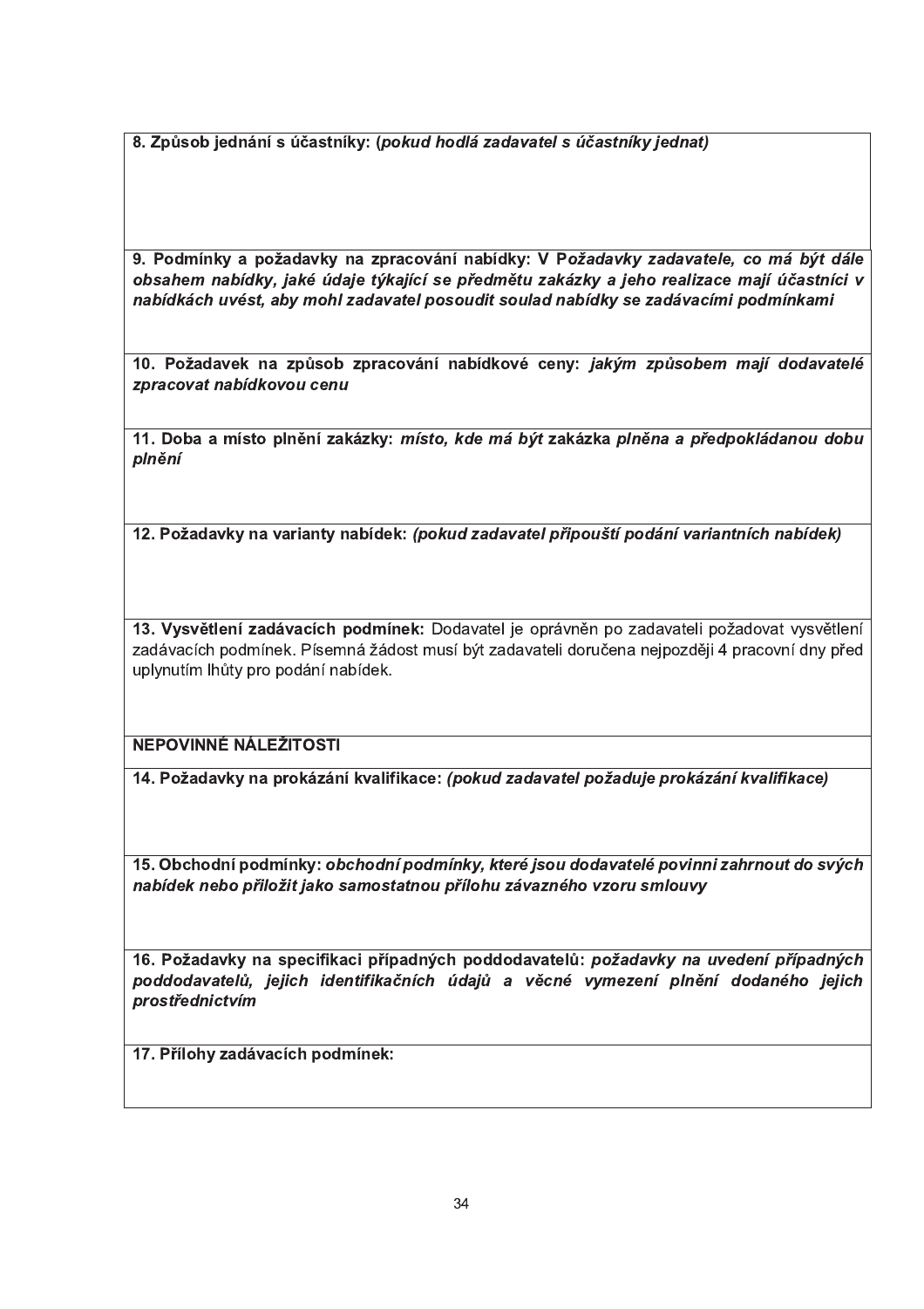| **8. Způsob jednání s účastníky:** (*pokud hodlá zadavatel s účastníky jednat*) |
|---|
| **9. Podmínky a požadavky na zpracování nabídky:** **V** ***Požadavky zadavatele, co má být dále obsahem nabídky, jaké údaje týkající se předmětu zakázky a jeho realizace mají účastníci v nabídkách uvést, aby mohl zadavatel posoudit soulad nabídky se zadávacími podmínkami*** |
| **10. Požadavek na způsob zpracování nabídkové ceny:** ***jakým způsobem mají dodavatelé zpracovat nabídkovou cenu*** |
| **11. Doba a místo plnění zakázky:** ***místo, kde má být*** **zakázka** ***plněna a předpokládanou dobu plnění*** |
| **12. Požadavky na varianty nabídek:** ***(pokud zadavatel připouští podání variantních nabídek)*** |
| **13. Vysvětlení zadávacích podmínek:** Dodavatel je oprávněn po zadavateli požadovat vysvětlení zadávacích podmínek. Písemná žádost musí být zadavateli doručena nejpozději 4 pracovní dny před uplynutím lhůty pro podání nabídek. |
| **NEPOVINNÉ NÁLEŽITOSTI** |
| **14. Požadavky na prokázání kvalifikace:** ***(pokud zadavatel požaduje prokázání kvalifikace)*** |
| **15. Obchodní podmínky:** ***obchodní podmínky, které jsou dodavatelé povinni zahrnout do svých nabídek nebo přiložit jako samostatnou přílohu závazného vzoru smlouvy*** |
| **16. Požadavky na specifikaci případných poddodavatelů:** ***požadavky na uvedení případných poddodavatelů, jejich identifikačních údajů a věcné vymezení plnění dodaného jejich prostřednictvím*** |
| **17. Přílohy zadávacích podmínek:** |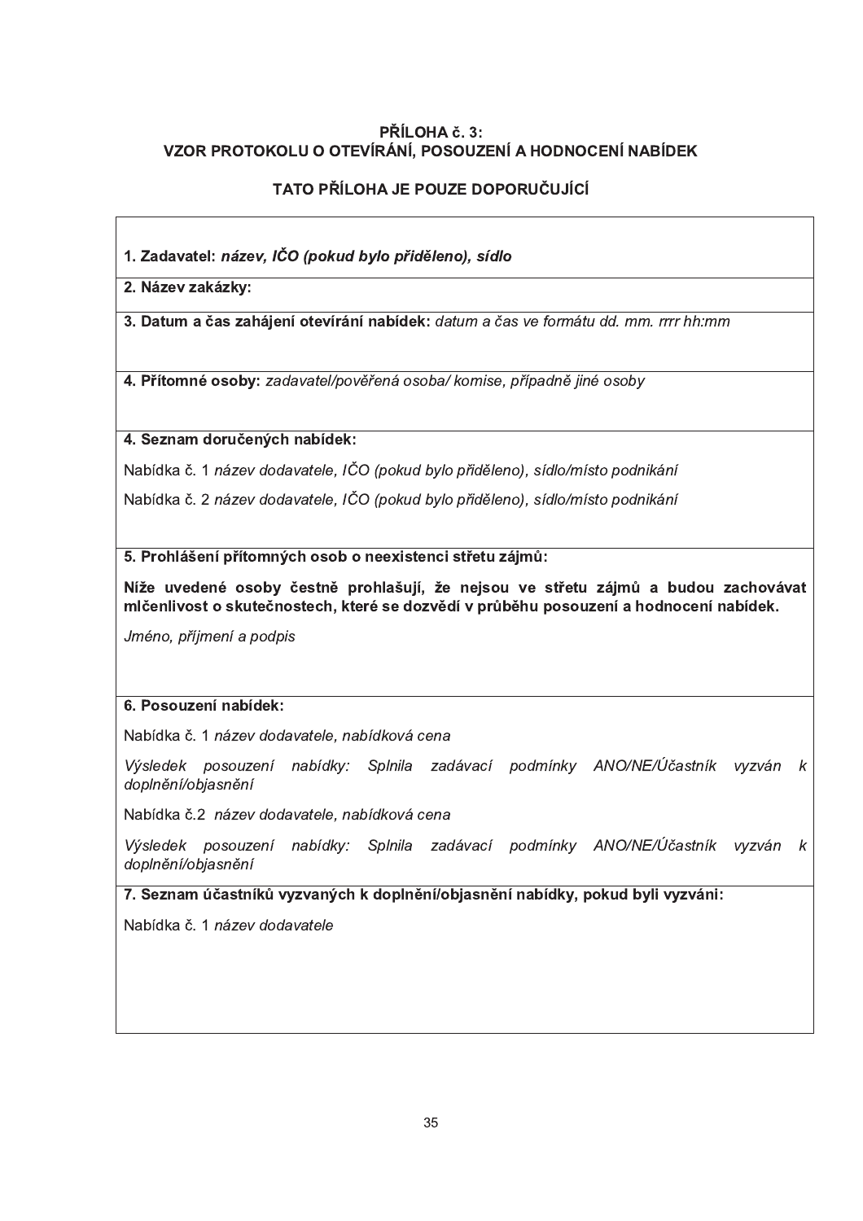**PŘÍLOHA č. 3:**
**VZOR PROTOKOLU O OTEVÍRÁNÍ, POSOUZENÍ A HODNOCENÍ NABÍDEK**

**TATO PŘÍLOHA JE POUZE DOPORUČUJÍCÍ**

**1. Zadavatel:** ***název, IČO (pokud bylo přiděleno), sídlo***

**2. Název zakázky:**

**3. Datum a čas zahájení otevírání nabídek:** *datum a čas ve formátu dd. mm. rrrr hh:mm*

**4. Přítomné osoby:** *zadavatel/pověřená osoba/ komise, případně jiné osoby*

**4. Seznam doručených nabídek:**

Nabídka č. 1 *název dodavatele, IČO (pokud bylo přiděleno), sídlo/místo podnikání*

Nabídka č. 2 *název dodavatele, IČO (pokud bylo přiděleno), sídlo/místo podnikání*

**5. Prohlášení přítomných osob o neexistenci střetu zájmů:**

**Níže uvedené osoby čestně prohlašují, že nejsou ve střetu zájmů a budou zachovávat mlčenlivost o skutečnostech, které se dozvědí v průběhu posouzení a hodnocení nabídek.**

*Jméno, příjmení a podpis*

**6. Posouzení nabídek:**

Nabídka č. 1 *název dodavatele, nabídková cena*

*Výsledek posouzení nabídky: Splnila zadávací podmínky ANO/NE/Účastník vyzván k doplnění/objasnění*

Nabídka č.2 *název dodavatele, nabídková cena*

*Výsledek posouzení nabídky: Splnila zadávací podmínky ANO/NE/Účastník vyzván k doplnění/objasnění*

**7. Seznam účastníků vyzvaných k doplnění/objasnění nabídky, pokud byli vyzváni:**

Nabídka č. 1 *název dodavatele*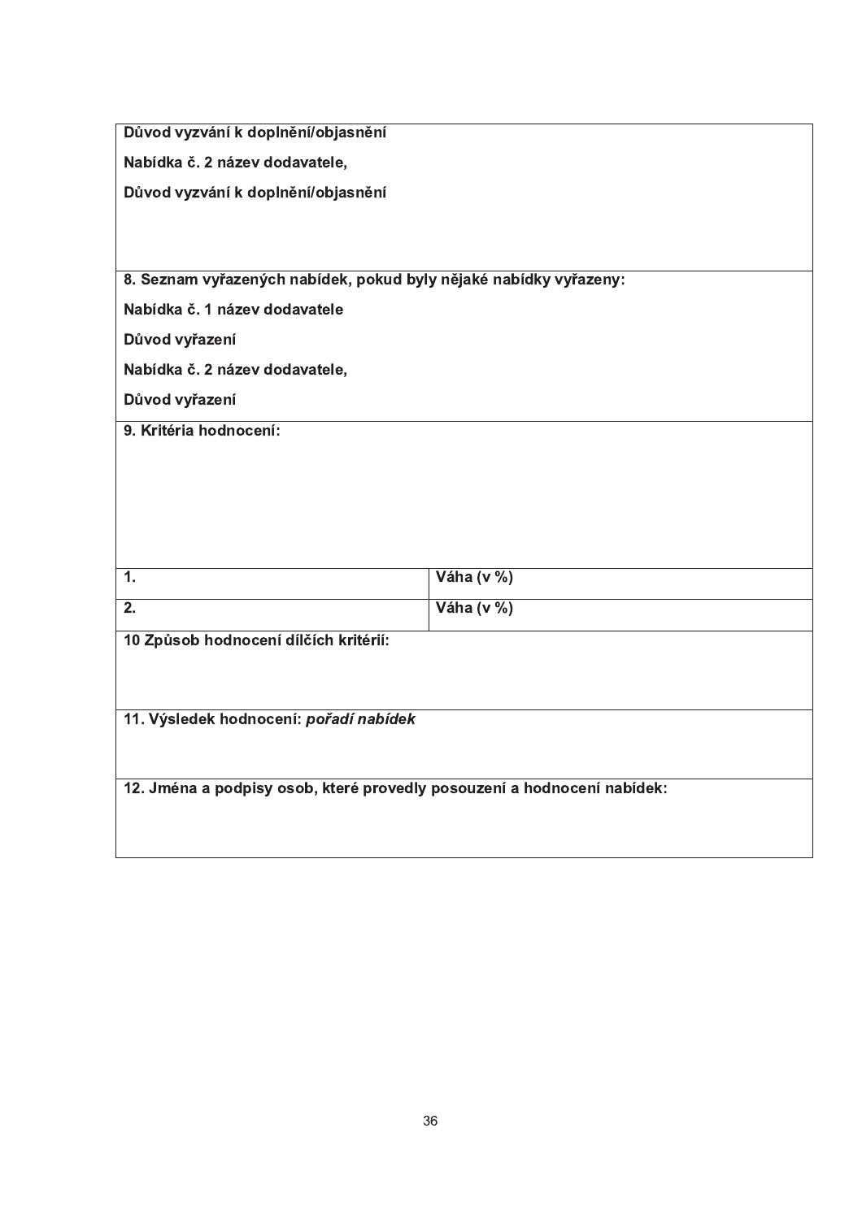| | |
|---|---|
| **Důvod vyzvání k doplnění/objasnění**<br>**Nabídka č. 2 název dodavatele,**<br>**Důvod vyzvání k doplnění/objasnění** | |
| **8. Seznam vyřazených nabídek, pokud byly nějaké nabídky vyřazeny:**<br>**Nabídka č. 1 název dodavatele**<br>**Důvod vyřazení**<br>**Nabídka č. 2 název dodavatele,**<br>**Důvod vyřazení** | |
| **9. Kritéria hodnocení:** | |
| **1.** | **Váha (v %)** |
| **2.** | **Váha (v %)** |
| **10 Způsob hodnocení dílčích kritérií:** | |
| **11. Výsledek hodnocení:** ***pořadí nabídek*** | |
| **12. Jména a podpisy osob, které provedly posouzení a hodnocení nabídek:** | |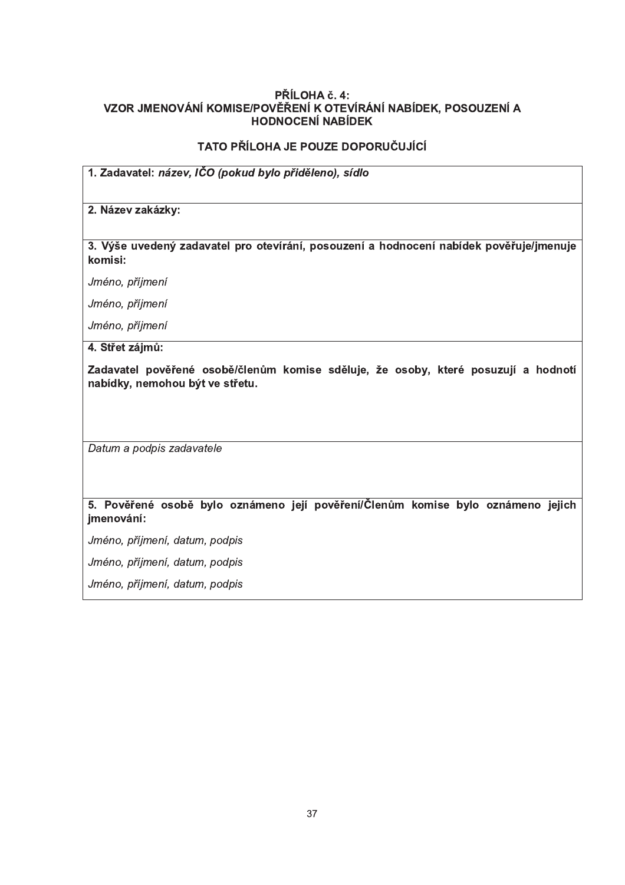**PŘÍLOHA č. 4:**
**VZOR JMENOVÁNÍ KOMISE/POVĚŘENÍ K OTEVÍRÁNÍ NABÍDEK, POSOUZENÍ A HODNOCENÍ NABÍDEK**

**TATO PŘÍLOHA JE POUZE DOPORUČUJÍCÍ**

| **1. Zadavatel:** ***název, IČO (pokud bylo přiděleno), sídlo*** |
|---|
| **2. Název zakázky:** |
| **3. Výše uvedený zadavatel pro otevírání, posouzení a hodnocení nabídek pověřuje/jmenuje komisi:**<br><br>*Jméno, příjmení*<br><br>*Jméno, příjmení*<br><br>*Jméno, příjmení* |
| **4. Střet zájmů:**<br><br>**Zadavatel pověřené osobě/členům komise sděluje, že osoby, které posuzují a hodnotí nabídky, nemohou být ve střetu.** |
| *Datum a podpis zadavatele* |
| **5. Pověřené osobě bylo oznámeno její pověření/Členům komise bylo oznámeno jejich jmenování:**<br><br>*Jméno, příjmení, datum, podpis*<br><br>*Jméno, příjmení, datum, podpis*<br><br>*Jméno, příjmení, datum, podpis* |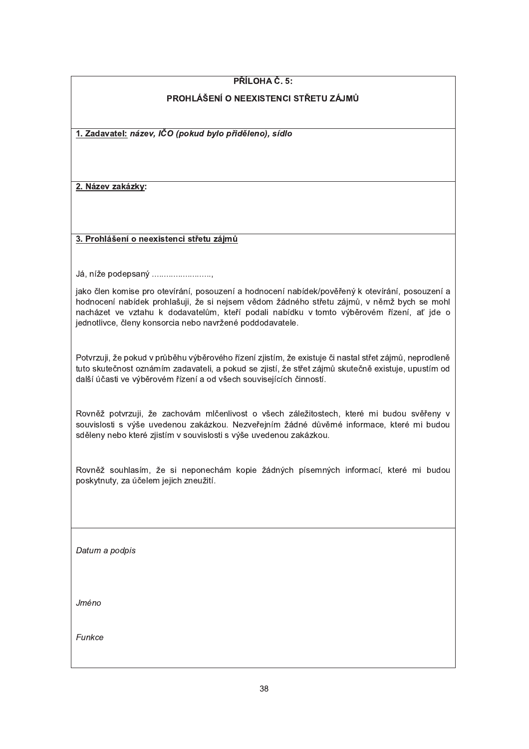**PŘÍLOHA Č. 5:**

**PROHLÁŠENÍ O NEEXISTENCI STŘETU ZÁJMŮ**

**1. Zadavatel:** ***název, IČO (pokud bylo přiděleno), sídlo***

**2. Název zakázky:**

**3. Prohlášení o neexistenci střetu zájmů**

Já, níže podepsaný ……………………,

jako člen komise pro otevírání, posouzení a hodnocení nabídek/pověřený k otevírání, posouzení a hodnocení nabídek prohlašuji, že si nejsem vědom žádného střetu zájmů, v němž bych se mohl nacházet ve vztahu k dodavatelům, kteří podali nabídku v tomto výběrovém řízení, ať jde o jednotlivce, členy konsorcia nebo navržené poddodavatele.

Potvrzuji, že pokud v průběhu výběrového řízení zjistím, že existuje či nastal střet zájmů, neprodleně tuto skutečnost oznámím zadavateli, a pokud se zjistí, že střet zájmů skutečně existuje, upustím od další účasti ve výběrovém řízení a od všech souvisejících činností.

Rovněž potvrzuji, že zachovám mlčenlivost o všech záležitostech, které mi budou svěřeny v souvislosti s výše uvedenou zakázkou. Nezveřejním žádné důvěrné informace, které mi budou sděleny nebo které zjistím v souvislosti s výše uvedenou zakázkou.

Rovněž souhlasím, že si neponechám kopie žádných písemných informací, které mi budou poskytnuty, za účelem jejich zneužití.

*Datum a podpis*

*Jméno*

*Funkce*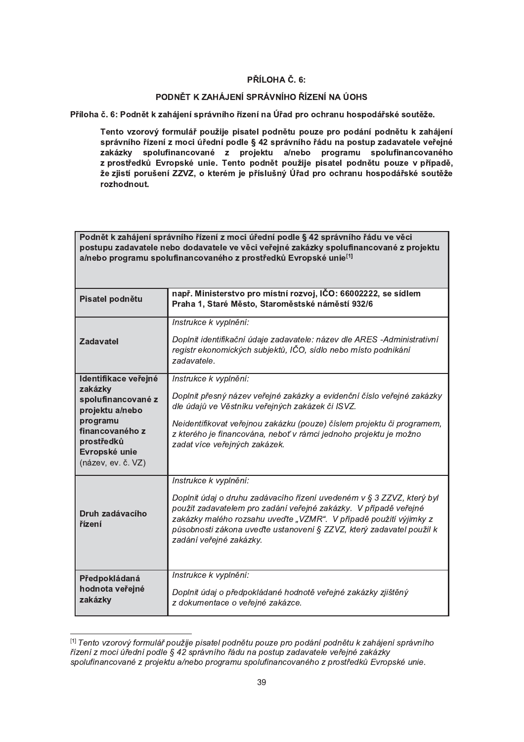**PŘÍLOHA Č. 6:**

**PODNĚT K ZAHÁJENÍ SPRÁVNÍHO ŘÍZENÍ NA ÚOHS**

**Příloha č. 6: Podnět k zahájení správního řízení na Úřad pro ochranu hospodářské soutěže.**

**Tento vzorový formulář použije pisatel podnětu pouze pro podání podnětu k zahájení správního řízení z moci úřední podle § 42 správního řádu na postup zadavatele veřejné zakázky spolufinancované z projektu a/nebo programu spolufinancovaného z prostředků Evropské unie. Tento podnět použije pisatel podnětu pouze v případě, že zjistí porušení ZZVZ, o kterém je příslušný Úřad pro ochranu hospodářské soutěže rozhodnout.**

| **Podnět k zahájení správního řízení z moci úřední podle § 42 správního řádu ve věci postupu zadavatele nebo dodavatele ve věci veřejné zakázky spolufinancované z projektu a/nebo programu spolufinancovaného z prostředků Evropské unie**[1] | |
|---|---|
| **Pisatel podnětu** | **např. Ministerstvo pro místní rozvoj, IČO: 66002222, se sídlem Praha 1, Staré Město, Staroměstské náměstí 932/6** |
| **Zadavatel** | *Instrukce k vyplnění:*<br><br>*Doplnit identifikační údaje zadavatele: název dle ARES -Administrativní registr ekonomických subjektů, IČO, sídlo nebo místo podnikání zadavatele.* |
| **Identifikace veřejné zakázky spolufinancované z projektu a/nebo programu financovaného z prostředků Evropské unie** (název, ev. č. VZ) | *Instrukce k vyplnění:*<br><br>*Doplnit přesný název veřejné zakázky a evidenční číslo veřejné zakázky dle údajů ve Věstníku veřejných zakázek či ISVZ.*<br><br>*Neidentifikovat veřejnou zakázku (pouze) číslem projektu či programem, z kterého je financována, neboť v rámci jednoho projektu je možno zadat více veřejných zakázek.* |
| **Druh zadávacího řízení** | *Instrukce k vyplnění:*<br><br>*Doplnit údaj o druhu zadávacího řízení uvedeném v § 3 ZZVZ, který byl použit zadavatelem pro zadání veřejné zakázky. V případě veřejné zakázky malého rozsahu uveďte „VZMR". V případě použití výjimky z působnosti zákona uveďte ustanovení § ZZVZ, který zadavatel použil k zadání veřejné zakázky.* |
| **Předpokládaná hodnota veřejné zakázky** | *Instrukce k vyplnění:*<br><br>*Doplnit údaj o předpokládané hodnotě veřejné zakázky zjištěný z dokumentace o veřejné zakázce.* |

[1] *Tento vzorový formulář použije pisatel podnětu pouze pro podání podnětu k zahájení správního řízení z moci úřední podle § 42 správního řádu na postup zadavatele veřejné zakázky spolufinancované z projektu a/nebo programu spolufinancovaného z prostředků Evropské unie.*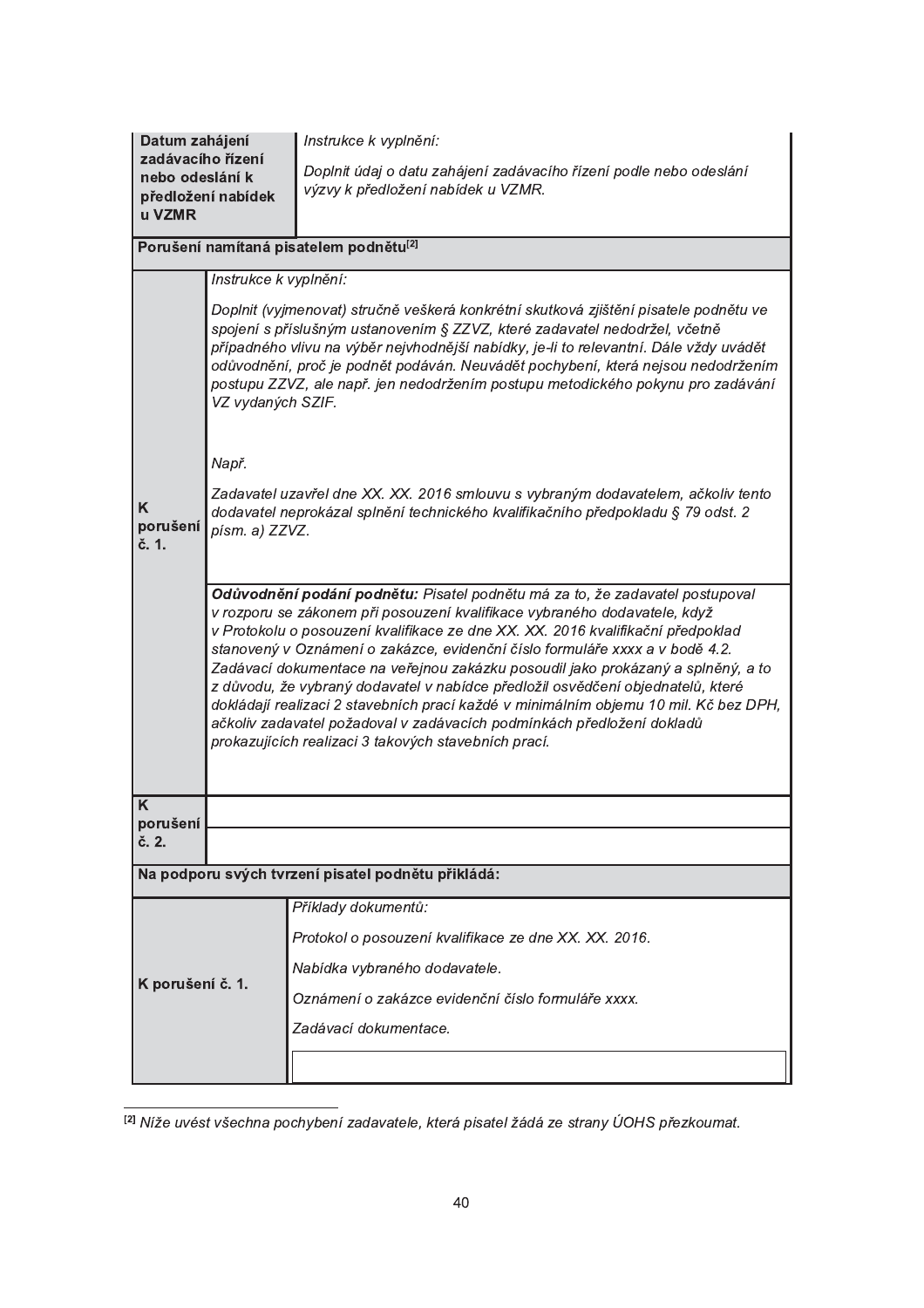| **Datum zahájení zadávacího řízení nebo odeslání k předložení nabídek u VZMR** | *Instrukce k vyplnění:*<br><br>*Doplnit údaj o datu zahájení zadávacího řízení podle nebo odeslání výzvy k předložení nabídek u VZMR.* |
|---|---|

| **Porušení namítaná pisatelem podnětu[2]** | |
|---|---|
| **K porušení č. 1.** | *Instrukce k vyplnění:*<br><br>*Doplnit (vyjmenovat) stručně veškerá konkrétní skutková zjištění pisatele podnětu ve spojení s příslušným ustanovením § ZZVZ, které zadavatel nedodržel, včetně případného vlivu na výběr nejvhodnější nabídky, je-li to relevantní. Dále vždy uvádět odůvodnění, proč je podnět podáván. Neuvádět pochybení, která nejsou nedodržením postupu ZZVZ, ale např. jen nedodržením postupu metodického pokynu pro zadávání VZ vydaných SZIF.*<br><br>*Např.*<br><br>*Zadavatel uzavřel dne XX. XX. 2016 smlouvu s vybraným dodavatelem, ačkoliv tento dodavatel neprokázal splnění technického kvalifikačního předpokladu § 79 odst. 2 písm. a) ZZVZ.* |
| | ***Odůvodnění podání podnětu:*** *Pisatel podnětu má za to, že zadavatel postupoval v rozporu se zákonem při posouzení kvalifikace vybraného dodavatele, když v Protokolu o posouzení kvalifikace ze dne XX. XX. 2016 kvalifikační předpoklad stanovený v Oznámení o zakázce, evidenční číslo formuláře xxxx a v bodě 4.2. Zadávací dokumentace na veřejnou zakázku posoudil jako prokázaný a splněný, a to z důvodu, že vybraný dodavatel v nabídce předložil osvědčení objednatelů, které dokládají realizaci 2 stavebních prací každé v minimálním objemu 10 mil. Kč bez DPH, ačkoliv zadavatel požadoval v zadávacích podmínkách předložení dokladů prokazujících realizaci 3 takových stavebních prací.* |
| **K porušení č. 2.** | |
| | |

| **Na podporu svých tvrzení pisatel podnětu přikládá:** | |
|---|---|
| **K porušení č. 1.** | *Příklady dokumentů:*<br><br>*Protokol o posouzení kvalifikace ze dne XX. XX. 2016.*<br><br>*Nabídka vybraného dodavatele.*<br><br>*Oznámení o zakázce evidenční číslo formuláře xxxx.*<br><br>*Zadávací dokumentace.* |
| | |

[2] *Níže uvést všechna pochybení zadavatele, která pisatel žádá ze strany ÚOHS přezkoumat.*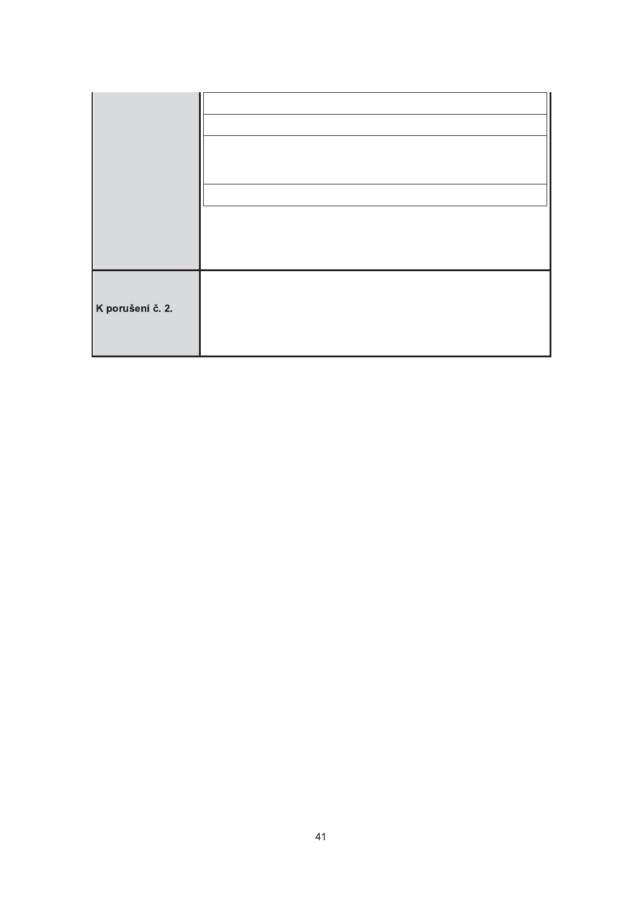| | |
|---|---|
| | |
| K porušení č. 2. | |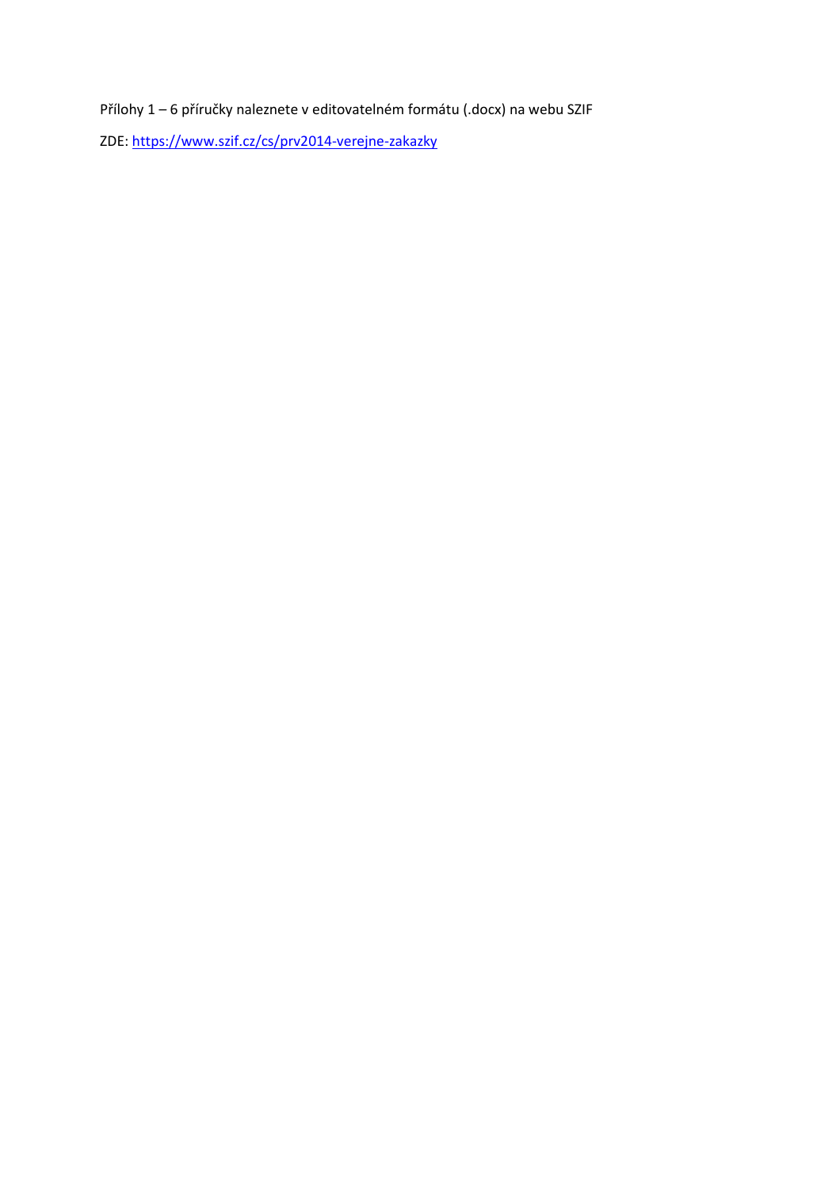Přílohy 1 – 6 příručky naleznete v editovatelném formátu (.docx) na webu SZIF

ZDE: [https://www.szif.cz/cs/prv2014-verejne-zakazky](https://www.szif.cz/cs/prv2014-verejne-zakazky)